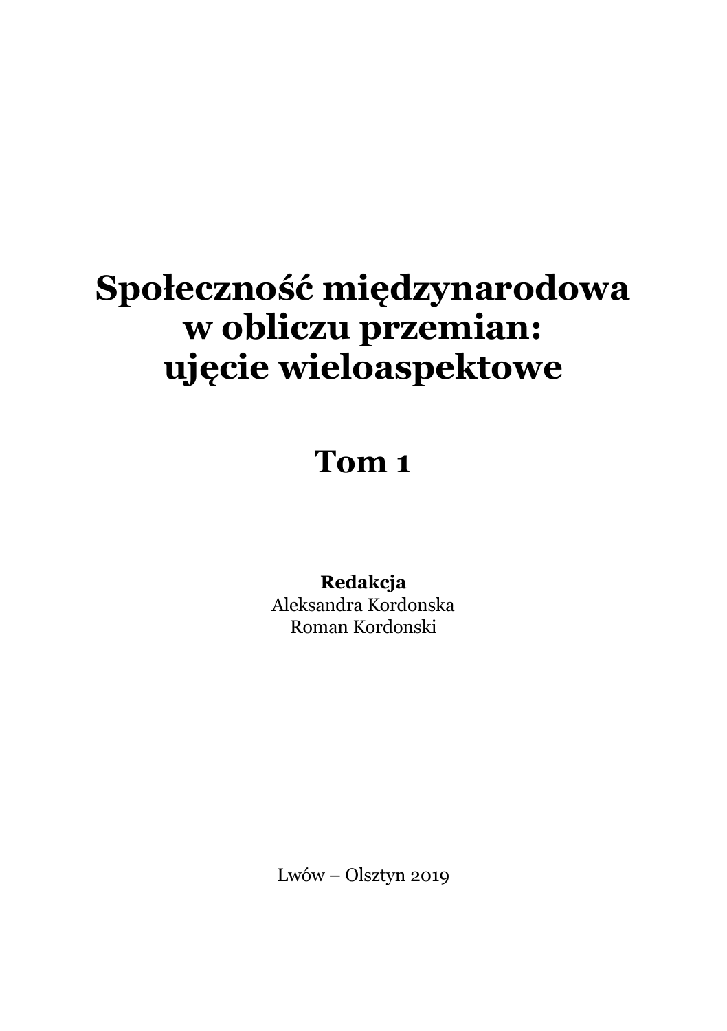# Społeczność międzynarodowa w obliczu przemian: ujęcie wieloaspektowe

## Tom 1

**Redakcja**
Aleksandra Kordonska
Roman Kordonski

Lwów – Olsztyn 2019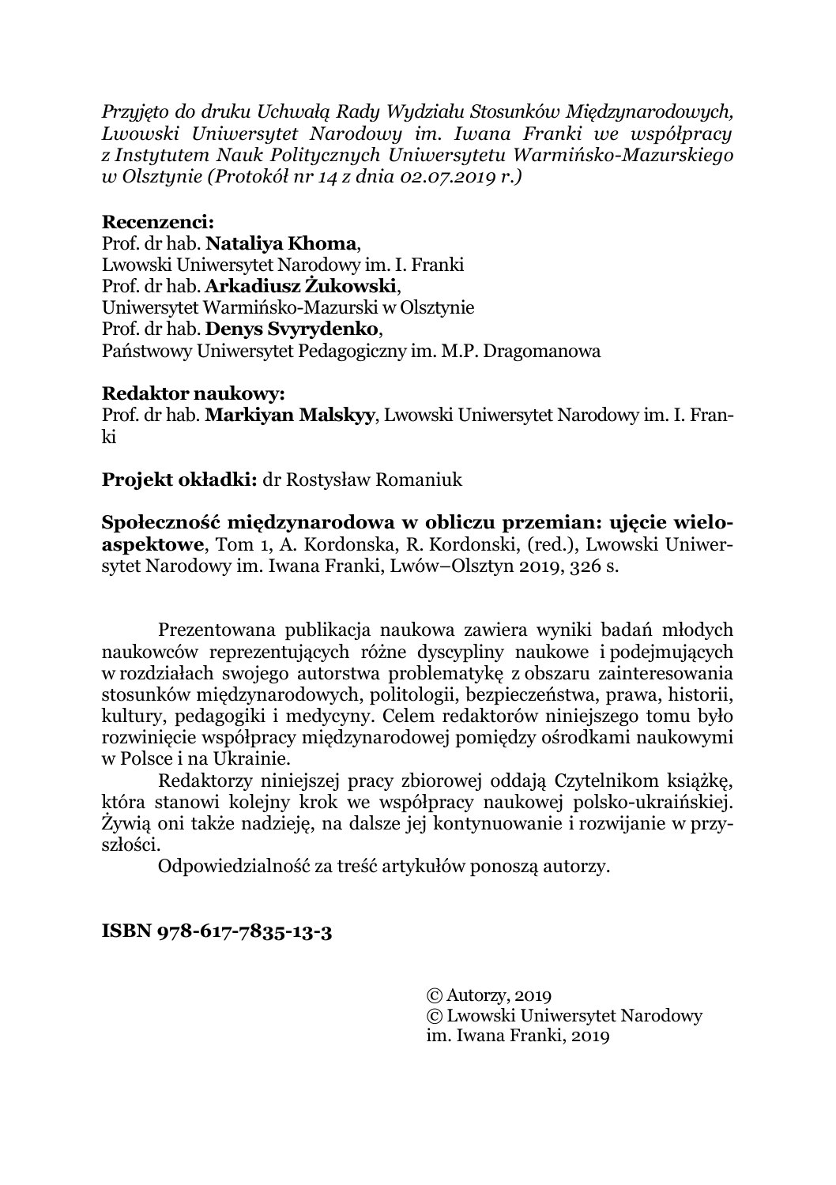*Przyjęto do druku Uchwałą Rady Wydziału Stosunków Międzynarodowych, Lwowski Uniwersytet Narodowy im. Iwana Franki we współpracy z Instytutem Nauk Politycznych Uniwersytetu Warmińsko-Mazurskiego w Olsztynie (Protokół nr 14 z dnia 02.07.2019 r.)*

**Recenzenci:**
Prof. dr hab. **Nataliya Khoma**,
Lwowski Uniwersytet Narodowy im. I. Franki
Prof. dr hab. **Arkadiusz Żukowski**,
Uniwersytet Warmińsko-Mazurski w Olsztynie
Prof. dr hab. **Denys Svyrydenko**,
Państwowy Uniwersytet Pedagogiczny im. M.P. Dragomanowa

**Redaktor naukowy:**
Prof. dr hab. **Markiyan Malskyy**, Lwowski Uniwersytet Narodowy im. I. Franki

**Projekt okładki:** dr Rostysław Romaniuk

**Społeczność międzynarodowa w obliczu przemian: ujęcie wieloaspektowe**, Tom 1, A. Kordonska, R. Kordonski, (red.), Lwowski Uniwersytet Narodowy im. Iwana Franki, Lwów–Olsztyn 2019, 326 s.

Prezentowana publikacja naukowa zawiera wyniki badań młodych naukowców reprezentujących różne dyscypliny naukowe i podejmujących w rozdziałach swojego autorstwa problematykę z obszaru zainteresowania stosunków międzynarodowych, politologii, bezpieczeństwa, prawa, historii, kultury, pedagogiki i medycyny. Celem redaktorów niniejszego tomu było rozwinięcie współpracy międzynarodowej pomiędzy ośrodkami naukowymi w Polsce i na Ukrainie.

Redaktorzy niniejszej pracy zbiorowej oddają Czytelnikom książkę, która stanowi kolejny krok we współpracy naukowej polsko-ukraińskiej. Żywią oni także nadzieję, na dalsze jej kontynuowanie i rozwijanie w przyszłości.

Odpowiedzialność za treść artykułów ponoszą autorzy.

**ISBN 978-617-7835-13-3**

© Autorzy, 2019
© Lwowski Uniwersytet Narodowy im. Iwana Franki, 2019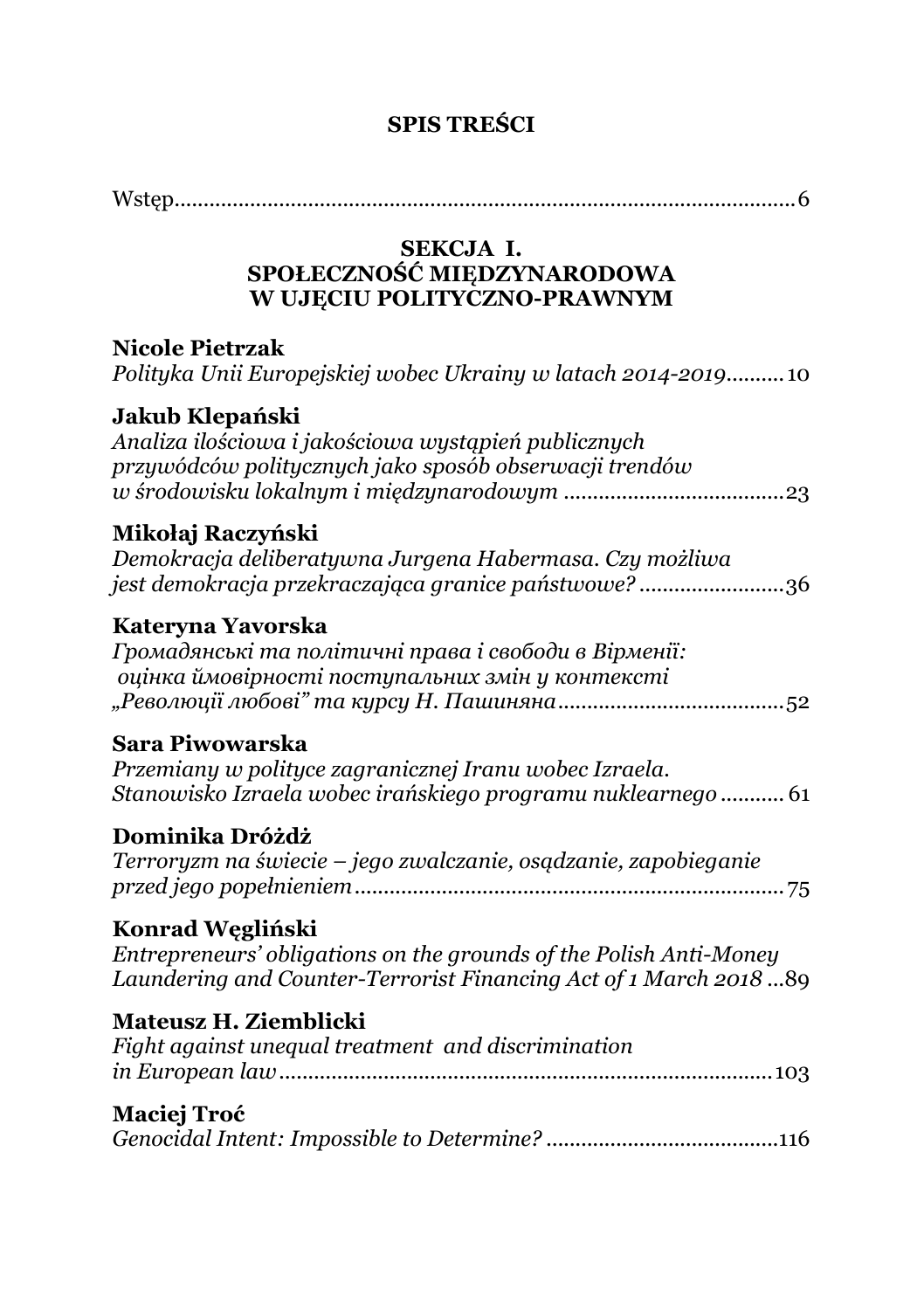# SPIS TREŚCI

Wstęp........................................................................................................6

## SEKCJA I. SPOŁECZNOŚĆ MIĘDZYNARODOWA W UJĘCIU POLITYCZNO-PRAWNYM

**Nicole Pietrzak**
*Polityka Unii Europejskiej wobec Ukrainy w latach 2014-2019*..........10

**Jakub Klepański**
*Analiza ilościowa i jakościowa wystąpień publicznych przywódców politycznych jako sposób obserwacji trendów w środowisku lokalnym i międzynarodowym* ......................................23

**Mikołaj Raczyński**
*Demokracja deliberatywna Jurgena Habermasa. Czy możliwa jest demokracja przekraczająca granice państwowe?*.........................36

**Kateryna Yavorska**
*Громадянські та політичні права і свободи в Вірменії: оцінка ймовірності поступальних змін у контексті „Революції любові" та курсу Н. Пашиняна*......................................52

**Sara Piwowarska**
*Przemiany w polityce zagranicznej Iranu wobec Izraela. Stanowisko Izraela wobec irańskiego programu nuklearnego* ........... 61

**Dominika Dróżdż**
*Terroryzm na świecie – jego zwalczanie, osądzanie, zapobieganie przed jego popełnieniem*..........................................................................75

**Konrad Węgliński**
*Entrepreneurs' obligations on the grounds of the Polish Anti-Money Laundering and Counter-Terrorist Financing Act of 1 March 2018* ...89

**Mateusz H. Ziemblicki**
*Fight against unequal treatment and discrimination in European law*....................................................................................103

**Maciej Troć**
*Genocidal Intent: Impossible to Determine?* .......................................116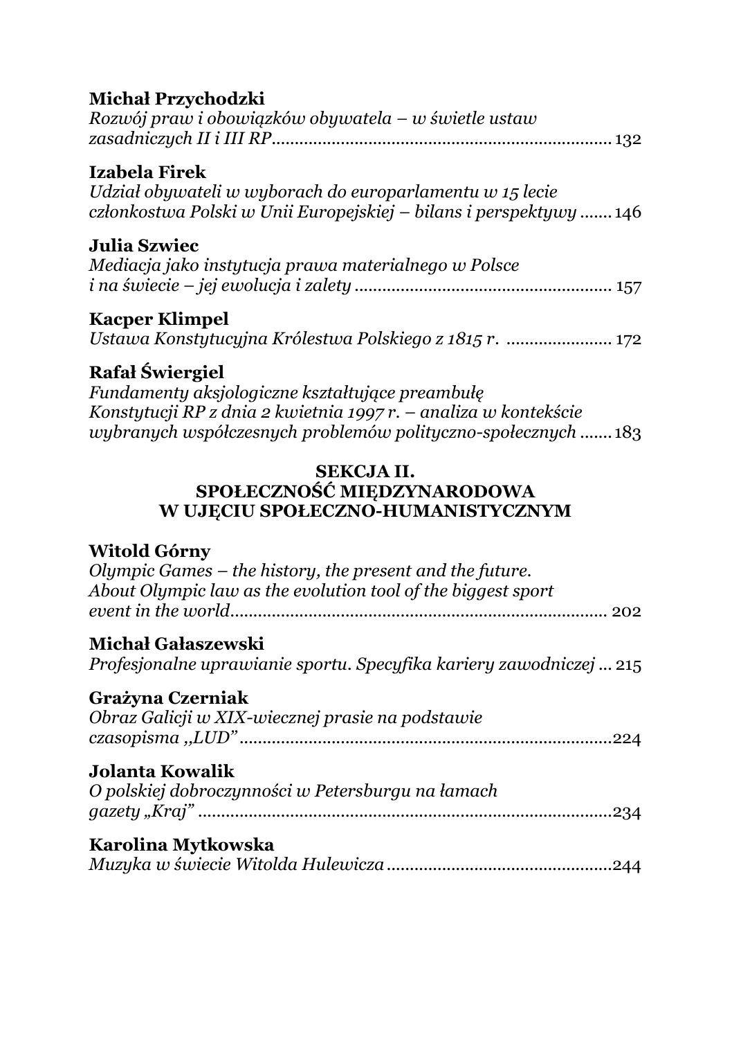**Michał Przychodzki**
*Rozwój praw i obowiązków obywatela – w świetle ustaw zasadniczych II i III RP* ........................................................................ 132

**Izabela Firek**
*Udział obywateli w wyborach do europarlamentu w 15 lecie członkostwa Polski w Unii Europejskiej – bilans i perspektywy* ....... 146

**Julia Szwiec**
*Mediacja jako instytucja prawa materialnego w Polsce i na świecie – jej ewolucja i zalety* ....................................................... 157

**Kacper Klimpel**
*Ustawa Konstytucyjna Królestwa Polskiego z 1815 r.* ...................... 172

**Rafał Świergiel**
*Fundamenty aksjologiczne kształtujące preambułę Konstytucji RP z dnia 2 kwietnia 1997 r. – analiza w kontekście wybranych współczesnych problemów polityczno-społecznych* ....... 183

## SEKCJA II. SPOŁECZNOŚĆ MIĘDZYNARODOWA W UJĘCIU SPOŁECZNO-HUMANISTYCZNYM

**Witold Górny**
*Olympic Games – the history, the present and the future. About Olympic law as the evolution tool of the biggest sport event in the world* ................................................................................ 202

**Michał Gałaszewski**
*Profesjonalne uprawianie sportu. Specyfika kariery zawodniczej* ... 215

**Grażyna Czerniak**
*Obraz Galicji w XIX-wiecznej prasie na podstawie czasopisma „LUD”* ................................................................................ 224

**Jolanta Kowalik**
*O polskiej dobroczynności w Petersburgu na łamach gazety „Kraj”* ......................................................................................... 234

**Karolina Mytkowska**
*Muzyka w świecie Witolda Hulewicza* ................................................ 244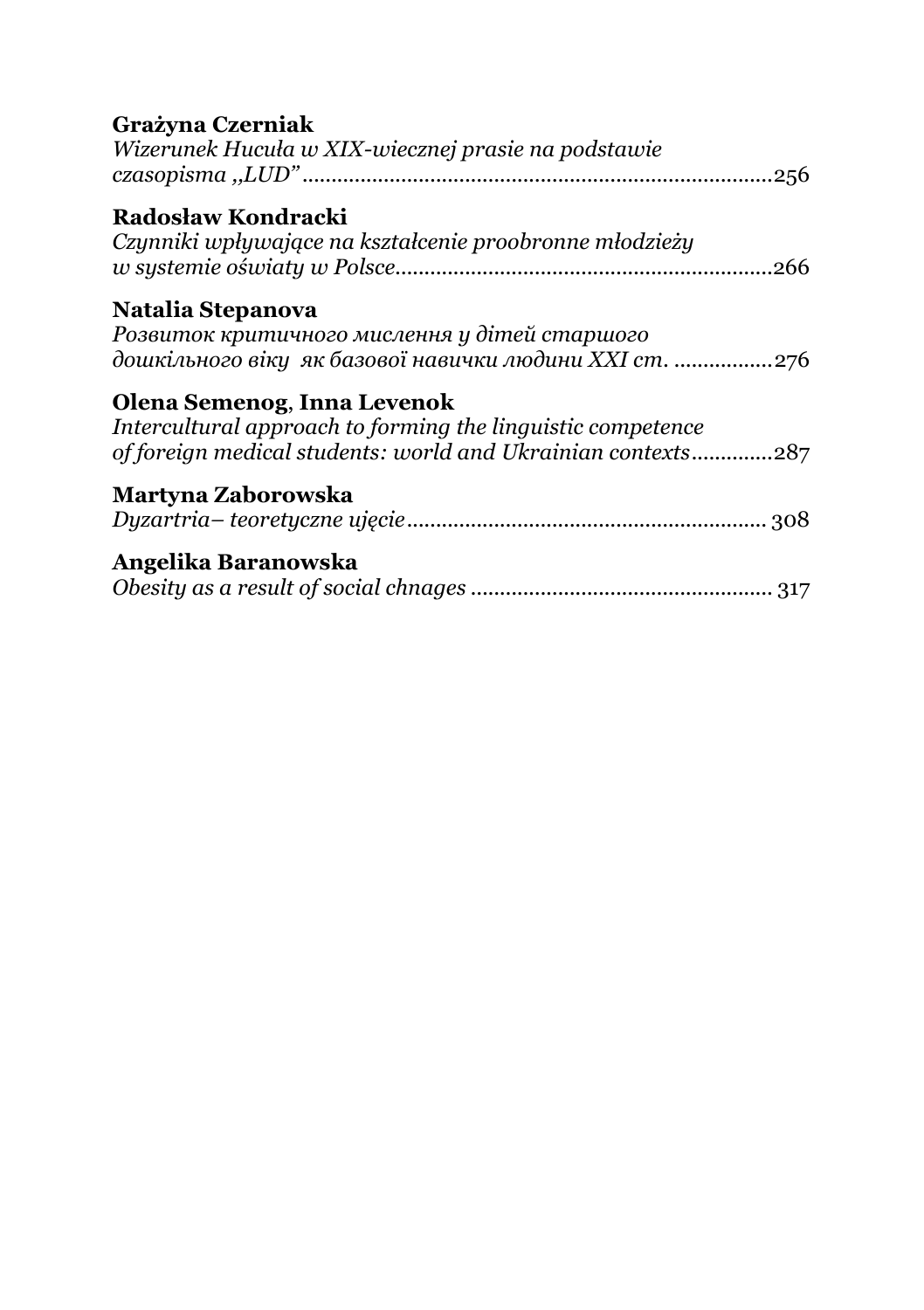**Grażyna Czerniak**
*Wizerunek Hucuła w XIX-wiecznej prasie na podstawie czasopisma ,,LUD"* ............................................................................256

**Radosław Kondracki**
*Czynniki wpływające na kształcenie proobronne młodzieży w systemie oświaty w Polsce*...............................................................266

**Natalia Stepanova**
*Розвиток критичного мислення у дітей старшого дошкільного віку як базової навички людини XXI ст.* ................276

**Olena Semenog**, **Inna Levenok**
*Intercultural approach to forming the linguistic competence of foreign medical students: world and Ukrainian contexts*.............287

**Martyna Zaborowska**
*Dyzartria– teoretyczne ujęcie*............................................................ 308

**Angelika Baranowska**
*Obesity as a result of social chnages* .................................................. 317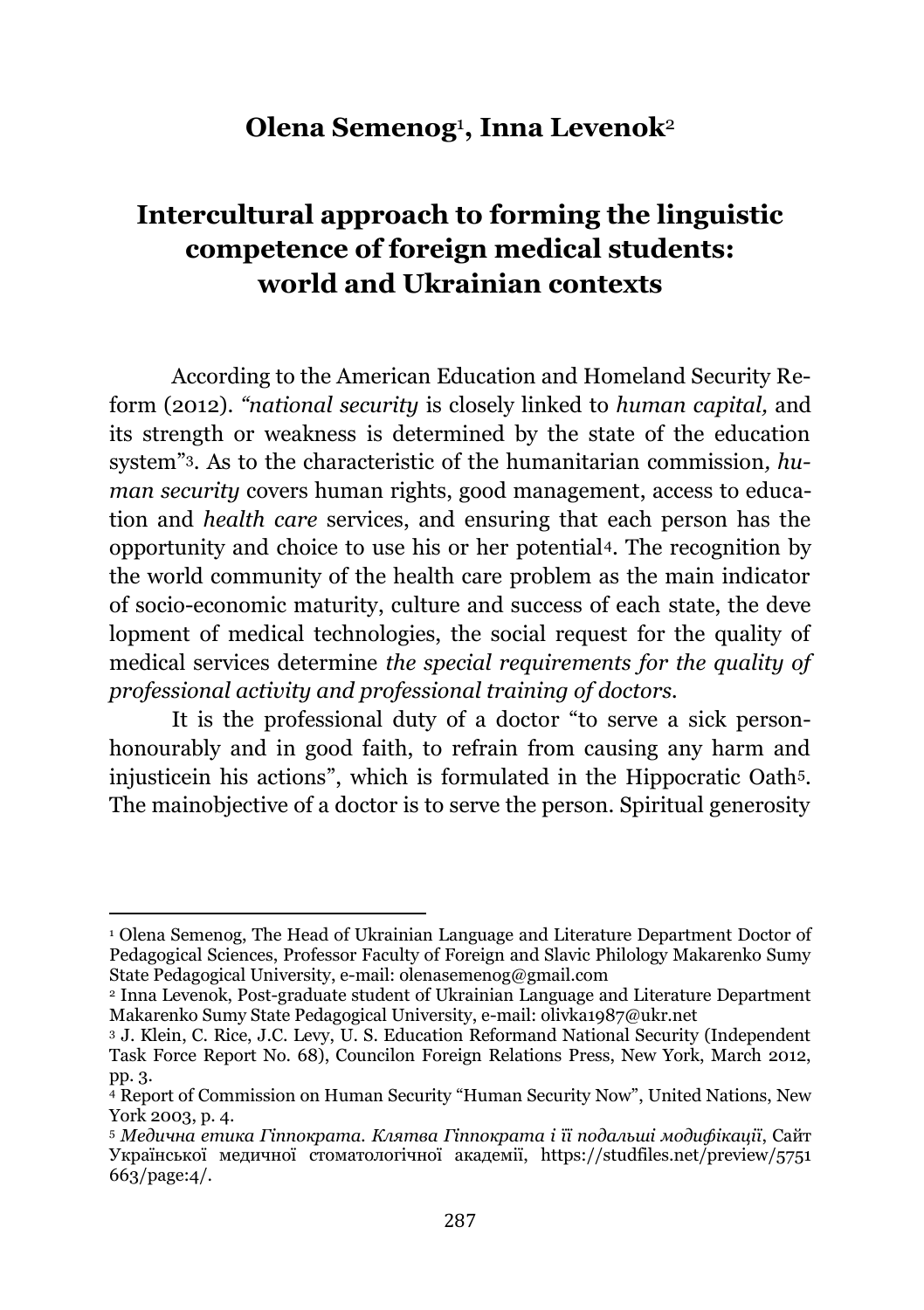**Olena Semenog[1], Inna Levenok[2]**

# Intercultural approach to forming the linguistic competence of foreign medical students: world and Ukrainian contexts

According to the American Education and Homeland Security Reform (2012). *"national security* is closely linked to *human capital,* and its strength or weakness is determined by the state of the education system"[3]. As to the characteristic of the humanitarian commission*, human security* covers human rights, good management, access to education and *health care* services, and ensuring that each person has the opportunity and choice to use his or her potential[4]. The recognition by the world community of the health care problem as the main indicator of socio-economic maturity, culture and success of each state, the deve lopment of medical technologies, the social request for the quality of medical services determine *the special requirements for the quality of professional activity and professional training of doctors.*

It is the professional duty of a doctor "to serve a sick personhonourably and in good faith, to refrain from causing any harm and injusticein his actions", which is formulated in the Hippocratic Oath[5]. The mainobjective of a doctor is to serve the person. Spiritual generosity

---

[1] Olena Semenog, The Head of Ukrainian Language and Literature Department Doctor of Pedagogical Sciences, Professor Faculty of Foreign and Slavic Philology Makarenko Sumy State Pedagogical University, e-mail: olenasemenog@gmail.com

[2] Inna Levenok, Post-graduate student of Ukrainian Language and Literature Department Makarenko Sumy State Pedagogical University, e-mail: olivka1987@ukr.net

[3] J. Klein, C. Rice, J.C. Levy, U. S. Education Reformand National Security (Independent Task Force Report No. 68), Councilon Foreign Relations Press, New York, March 2012, pp. 3.

[4] Report of Commission on Human Security "Human Security Now", United Nations, New York 2003, p. 4.

[5] *Медична етика Гіппократа. Клятва Гіппократа і її подальші модифікації*, Сайт Української медичної стоматологічної академії, https://studfiles.net/preview/5751663/page:4/.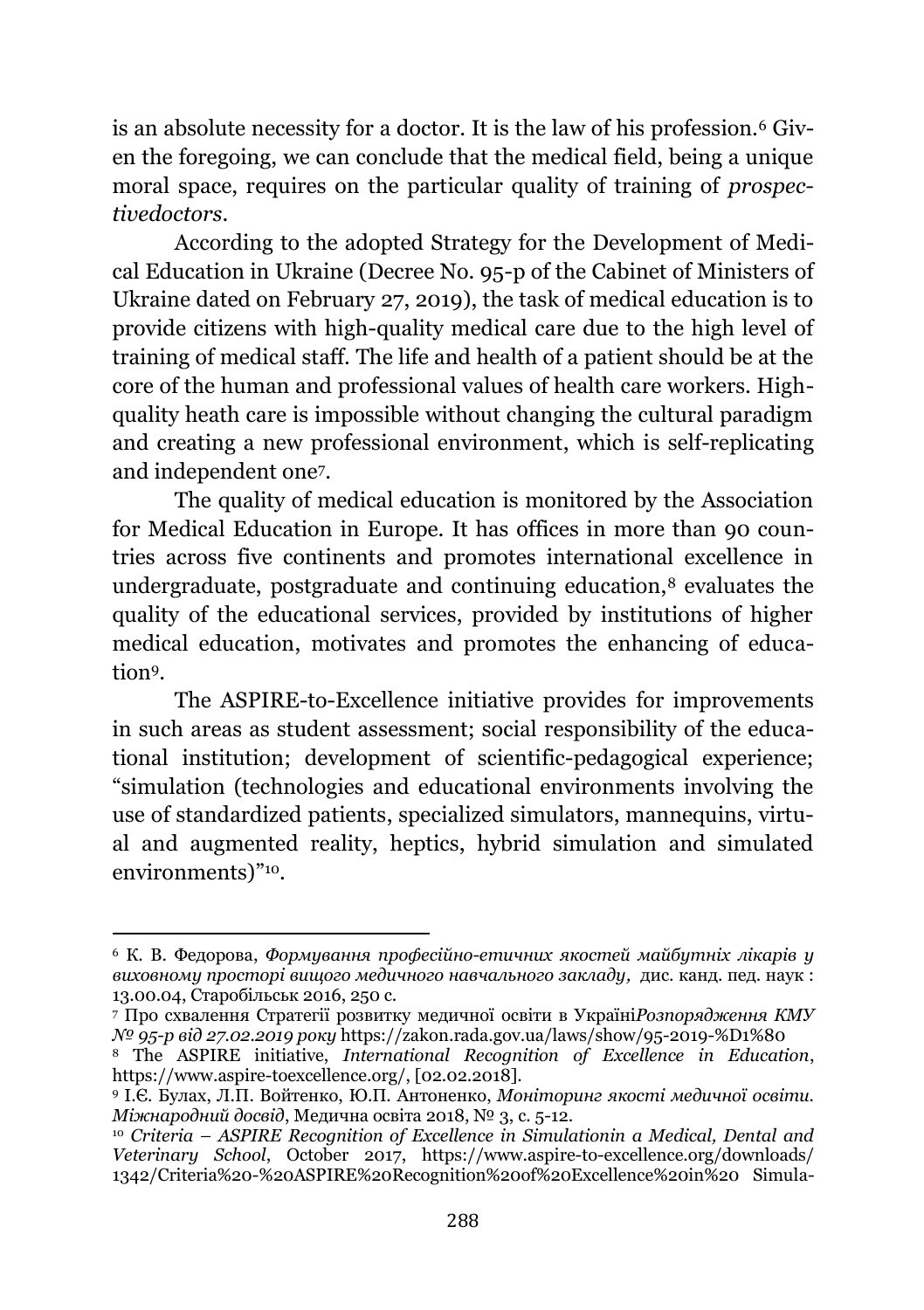is an absolute necessity for a doctor. It is the law of his profession.[6] Given the foregoing, we can conclude that the medical field, being a unique moral space, requires on the particular quality of training of *prospectivedoctors*.

According to the adopted Strategy for the Development of Medical Education in Ukraine (Decree No. 95-р of the Cabinet of Ministers of Ukraine dated on February 27, 2019), the task of medical education is to provide citizens with high-quality medical care due to the high level of training of medical staff. The life and health of a patient should be at the core of the human and professional values of health care workers. High-quality heath care is impossible without changing the cultural paradigm and creating a new professional environment, which is self-replicating and independent one[7].

The quality of medical education is monitored by the Association for Medical Education in Europe. It has offices in more than 90 countries across five continents and promotes international excellence in undergraduate, postgraduate and continuing education,[8] evaluates the quality of the educational services, provided by institutions of higher medical education, motivates and promotes the enhancing of education[9].

The ASPIRE-to-Excellence initiative provides for improvements in such areas as student assessment; social responsibility of the educational institution; development of scientific-pedagogical experience; "simulation (technologies and educational environments involving the use of standardized patients, specialized simulators, mannequins, virtual and augmented reality, heptics, hybrid simulation and simulated environments)"[10].

---

[6] К. В. Федорова, *Формування професійно-етичних якостей майбутніх лікарів у виховному просторі вищого медичного навчального закладу,* дис. канд. пед. наук : 13.00.04, Старобільськ 2016, 250 с.

[7] Про схвалення Стратегії розвитку медичної освіти в Україні*Розпорядження КМУ № 95-р від 27.02.2019 року* https://zakon.rada.gov.ua/laws/show/95-2019-%D1%80

[8] The ASPIRE initiative, *International Recognition of Excellence in Education*, https://www.aspire-toexcellence.org/, [02.02.2018].

[9] І.Є. Булах, Л.П. Войтенко, Ю.П. Антоненко, *Моніторинг якості медичної освіти. Міжнародний досвід*, Медична освіта 2018, № 3, с. 5-12.

[10] *Criteria – ASPIRE Recognition of Excellence in Simulationin a Medical, Dental and Veterinary School*, October 2017, https://www.aspire-to-excellence.org/downloads/1342/Criteria%20-%20ASPIRE%20Recognition%20of%20Excellence%20in%20 Simula-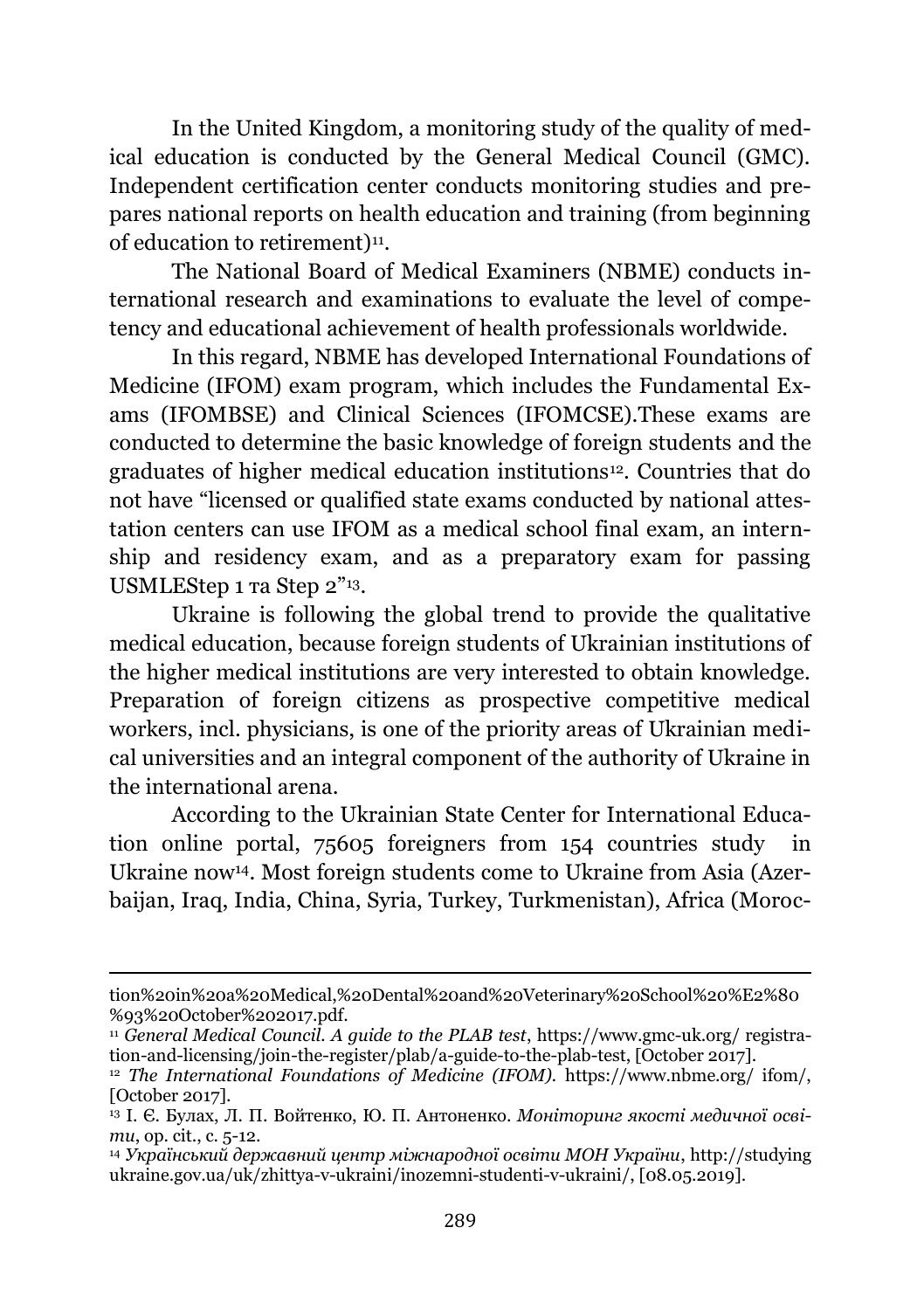In the United Kingdom, a monitoring study of the quality of medical education is conducted by the General Medical Council (GMC). Independent certification center conducts monitoring studies and prepares national reports on health education and training (from beginning of education to retirement)[11].

The National Board of Medical Examiners (NBME) conducts international research and examinations to evaluate the level of competency and educational achievement of health professionals worldwide.

In this regard, NBME has developed International Foundations of Medicine (IFOM) exam program, which includes the Fundamental Exams (IFOMBSE) and Clinical Sciences (IFOMCSE).These exams are conducted to determine the basic knowledge of foreign students and the graduates of higher medical education institutions[12]. Countries that do not have "licensed or qualified state exams conducted by national attestation centers can use IFOM as a medical school final exam, an internship and residency exam, and as a preparatory exam for passing USMLEStep 1 та Step 2"[13].

Ukraine is following the global trend to provide the qualitative medical education, because foreign students of Ukrainian institutions of the higher medical institutions are very interested to obtain knowledge. Preparation of foreign citizens as prospective competitive medical workers, incl. physicians, is one of the priority areas of Ukrainian medical universities and an integral component of the authority of Ukraine in the international arena.

According to the Ukrainian State Center for International Education online portal, 75605 foreigners from 154 countries study in Ukraine now[14]. Most foreign students come to Ukraine from Asia (Azerbaijan, Iraq, India, China, Syria, Turkey, Turkmenistan), Africa (Moroc-

---

tion%20in%20a%20Medical,%20Dental%20and%20Veterinary%20School%20%E2%80%93%20October%202017.pdf.

[11] *General Medical Council. A guide to the PLAB test*, https://www.gmc-uk.org/ registration-and-licensing/join-the-register/plab/a-guide-to-the-plab-test, [October 2017].

[12] *The International Foundations of Medicine (IFOM).* https://www.nbme.org/ ifom/, [October 2017].

[13] І. Є. Булах, Л. П. Войтенко, Ю. П. Антоненко. *Моніторинг якості медичної освіти*, op. cit., c. 5-12.

[14] *Український державний центр міжнародної освіти МОН України*, http://studying ukraine.gov.ua/uk/zhittya-v-ukraini/inozemni-studenti-v-ukraini/, [08.05.2019].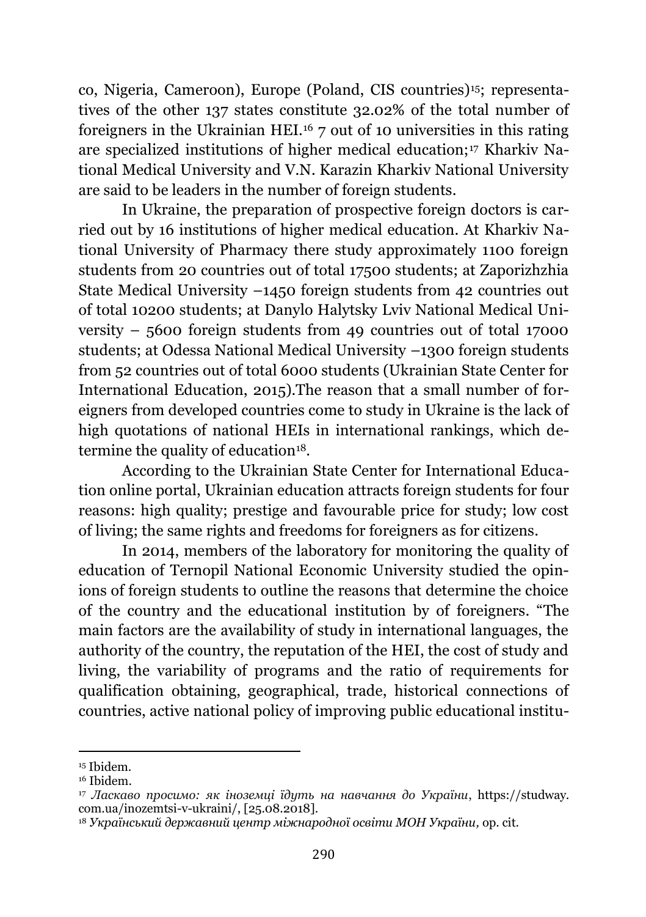co, Nigeria, Cameroon), Europe (Poland, CIS countries)[15]; representatives of the other 137 states constitute 32.02% of the total number of foreigners in the Ukrainian HEI.[16] 7 out of 10 universities in this rating are specialized institutions of higher medical education;[17] Kharkiv National Medical University and V.N. Karazin Kharkiv National University are said to be leaders in the number of foreign students.

In Ukraine, the preparation of prospective foreign doctors is carried out by 16 institutions of higher medical education. At Kharkiv National University of Pharmacy there study approximately 1100 foreign students from 20 countries out of total 17500 students; at Zaporizhzhia State Medical University –1450 foreign students from 42 countries out of total 10200 students; at Danylo Halytsky Lviv National Medical University – 5600 foreign students from 49 countries out of total 17000 students; at Odessa National Medical University –1300 foreign students from 52 countries out of total 6000 students (Ukrainian State Center for International Education, 2015).The reason that a small number of foreigners from developed countries come to study in Ukraine is the lack of high quotations of national HEIs in international rankings, which determine the quality of education[18].

According to the Ukrainian State Center for International Education online portal, Ukrainian education attracts foreign students for four reasons: high quality; prestige and favourable price for study; low cost of living; the same rights and freedoms for foreigners as for citizens.

In 2014, members of the laboratory for monitoring the quality of education of Ternopil National Economic University studied the opinions of foreign students to outline the reasons that determine the choice of the country and the educational institution by of foreigners. "The main factors are the availability of study in international languages, the authority of the country, the reputation of the HEI, the cost of study and living, the variability of programs and the ratio of requirements for qualification obtaining, geographical, trade, historical connections of countries, active national policy of improving public educational institu-

---

[15] Ibidem.

[16] Ibidem.

[17] *Ласкаво просимо: як іноземці їдуть на навчання до України*, https://studway.com.ua/inozemtsi-v-ukraini/, [25.08.2018].

[18] *Український державний центр міжнародної освіти МОН України,* op. cit.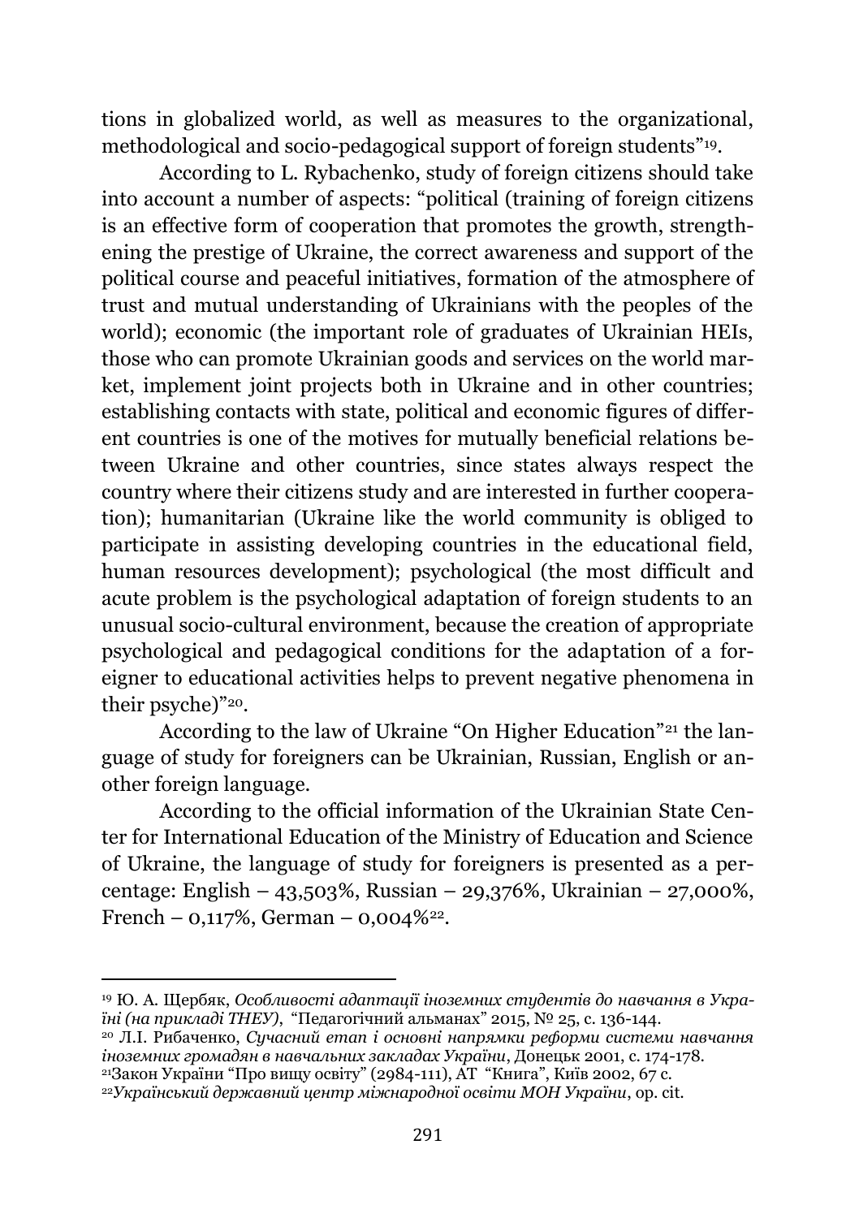tions in globalized world, as well as measures to the organizational, methodological and socio-pedagogical support of foreign students"[19].

According to L. Rybachenko, study of foreign citizens should take into account a number of aspects: "political (training of foreign citizens is an effective form of cooperation that promotes the growth, strengthening the prestige of Ukraine, the correct awareness and support of the political course and peaceful initiatives, formation of the atmosphere of trust and mutual understanding of Ukrainians with the peoples of the world); economic (the important role of graduates of Ukrainian HEIs, those who can promote Ukrainian goods and services on the world market, implement joint projects both in Ukraine and in other countries; establishing contacts with state, political and economic figures of different countries is one of the motives for mutually beneficial relations between Ukraine and other countries, since states always respect the country where their citizens study and are interested in further cooperation); humanitarian (Ukraine like the world community is obliged to participate in assisting developing countries in the educational field, human resources development); psychological (the most difficult and acute problem is the psychological adaptation of foreign students to an unusual socio-cultural environment, because the creation of appropriate psychological and pedagogical conditions for the adaptation of a foreigner to educational activities helps to prevent negative phenomena in their psyche)"[20].

According to the law of Ukraine "On Higher Education"[21] the language of study for foreigners can be Ukrainian, Russian, English or another foreign language.

According to the official information of the Ukrainian State Center for International Education of the Ministry of Education and Science of Ukraine, the language of study for foreigners is presented as a percentage: English – 43,503%, Russian – 29,376%, Ukrainian – 27,000%, French – 0,117%, German – 0,004%[22].

---

[19] Ю. А. Щербяк, *Особливості адаптації іноземних студентів до навчання в Україні (на прикладі ТНЕУ)*, "Педагогічний альманах" 2015, № 25, с. 136-144.

[20] Л.І. Рибаченко, *Сучасний етап і основні напрямки реформи системи навчання іноземних громадян в навчальних закладах України*, Донецьк 2001, с. 174-178.

[21] Закон України "Про вищу освіту" (2984-111), АТ "Книга", Київ 2002, 67 с.

[22] *Український державний центр міжнародної освіти МОН України*, op. cit.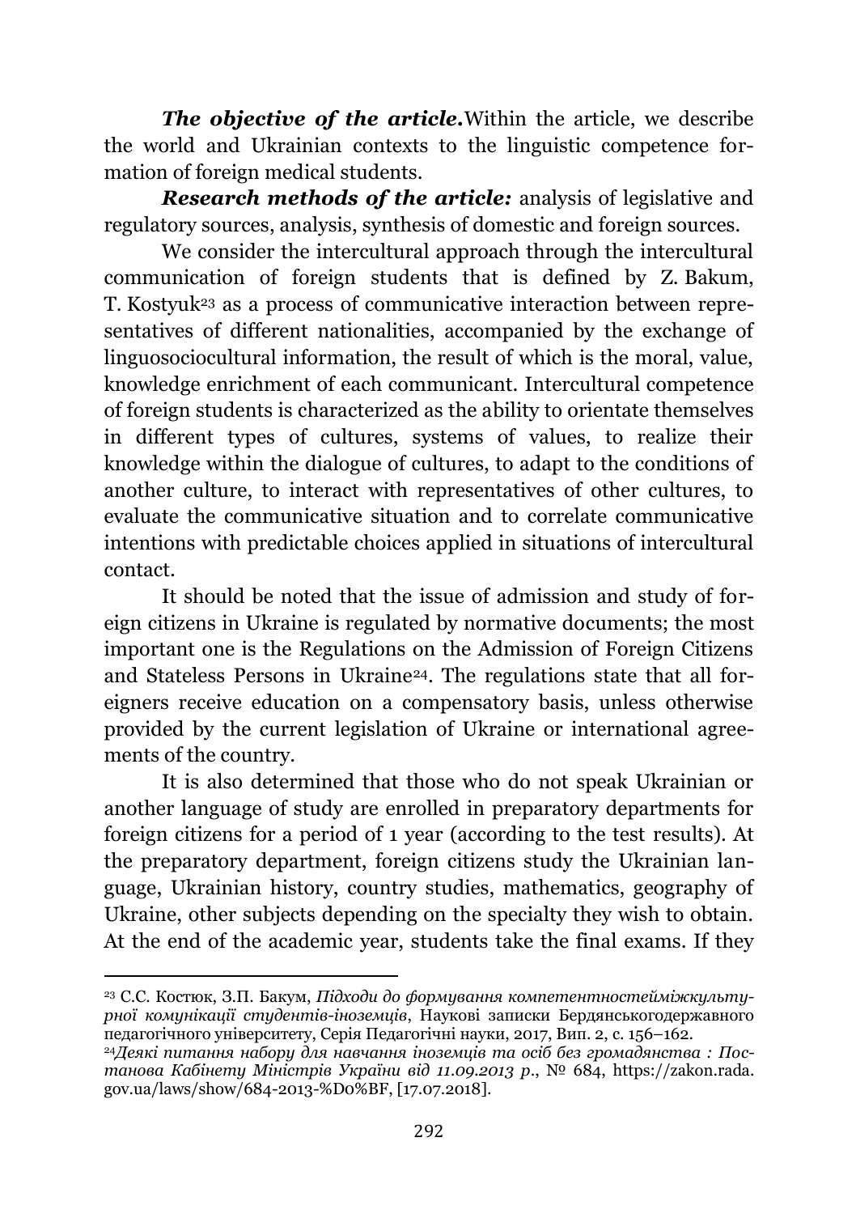***The objective of the article.*** Within the article, we describe the world and Ukrainian contexts to the linguistic competence formation of foreign medical students.

***Research methods of the article:*** analysis of legislative and regulatory sources, analysis, synthesis of domestic and foreign sources.

We consider the intercultural approach through the intercultural communication of foreign students that is defined by Z. Bakum, T. Kostyuk[23] as a process of communicative interaction between representatives of different nationalities, accompanied by the exchange of linguosociocultural information, the result of which is the moral, value, knowledge enrichment of each communicant. Intercultural competence of foreign students is characterized as the ability to orientate themselves in different types of cultures, systems of values, to realize their knowledge within the dialogue of cultures, to adapt to the conditions of another culture, to interact with representatives of other cultures, to evaluate the communicative situation and to correlate communicative intentions with predictable choices applied in situations of intercultural contact.

It should be noted that the issue of admission and study of foreign citizens in Ukraine is regulated by normative documents; the most important one is the Regulations on the Admission of Foreign Citizens and Stateless Persons in Ukraine[24]. The regulations state that all foreigners receive education on a compensatory basis, unless otherwise provided by the current legislation of Ukraine or international agreements of the country.

It is also determined that those who do not speak Ukrainian or another language of study are enrolled in preparatory departments for foreign citizens for a period of 1 year (according to the test results). At the preparatory department, foreign citizens study the Ukrainian language, Ukrainian history, country studies, mathematics, geography of Ukraine, other subjects depending on the specialty they wish to obtain. At the end of the academic year, students take the final exams. If they

---

[23] С.С. Костюк, З.П. Бакум, *Підходи до формування компетентностейміжкультурної комунікації студентів-іноземців*, Наукові записки Бердянськогодержавного педагогічного університету, Серія Педагогічні науки, 2017, Вип. 2, с. 156–162.

[24] *Деякі питання набору для навчання іноземців та осіб без громадянства : Постанова Кабінету Міністрів України від 11.09.2013 р.*, № 684, https://zakon.rada.gov.ua/laws/show/684-2013-%D0%BF, [17.07.2018].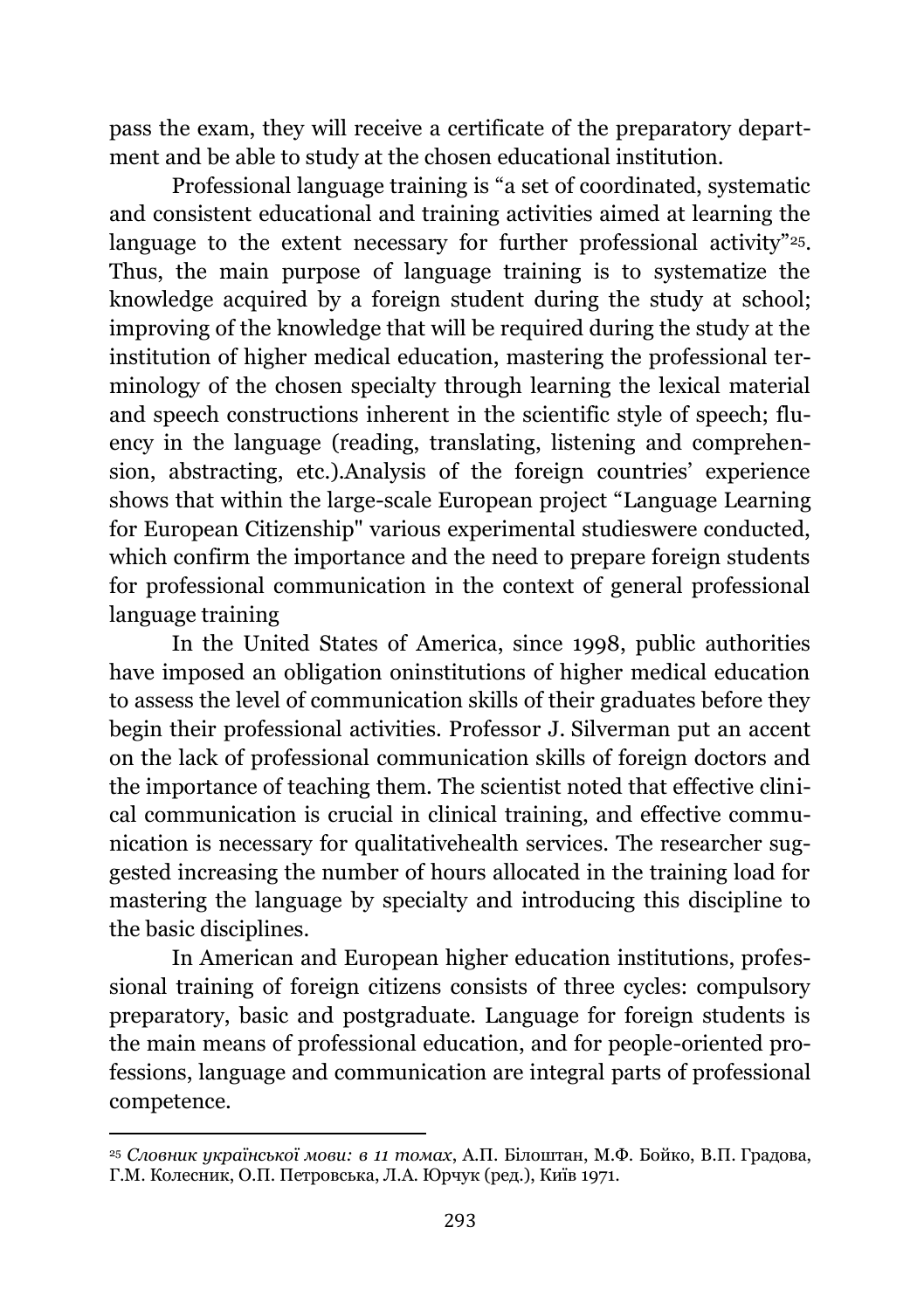pass the exam, they will receive a certificate of the preparatory department and be able to study at the chosen educational institution.

Professional language training is "a set of coordinated, systematic and consistent educational and training activities aimed at learning the language to the extent necessary for further professional activity"[25]. Thus, the main purpose of language training is to systematize the knowledge acquired by a foreign student during the study at school; improving of the knowledge that will be required during the study at the institution of higher medical education, mastering the professional terminology of the chosen specialty through learning the lexical material and speech constructions inherent in the scientific style of speech; fluency in the language (reading, translating, listening and comprehension, abstracting, etc.).Analysis of the foreign countries' experience shows that within the large-scale European project "Language Learning for European Citizenship" various experimental studieswere conducted, which confirm the importance and the need to prepare foreign students for professional communication in the context of general professional language training

In the United States of America, since 1998, public authorities have imposed an obligation oninstitutions of higher medical education to assess the level of communication skills of their graduates before they begin their professional activities. Professor J. Silverman put an accent on the lack of professional communication skills of foreign doctors and the importance of teaching them. The scientist noted that effective clinical communication is crucial in clinical training, and effective communication is necessary for qualitativehealth services. The researcher suggested increasing the number of hours allocated in the training load for mastering the language by specialty and introducing this discipline to the basic disciplines.

In American and European higher education institutions, professional training of foreign citizens consists of three cycles: compulsory preparatory, basic and postgraduate. Language for foreign students is the main means of professional education, and for people-oriented professions, language and communication are integral parts of professional competence.

---

[25] *Словник української мови: в 11 томах*, А.П. Білоштан, М.Ф. Бойко, В.П. Градова, Г.М. Колесник, О.П. Петровська, Л.А. Юрчук (ред.), Київ 1971.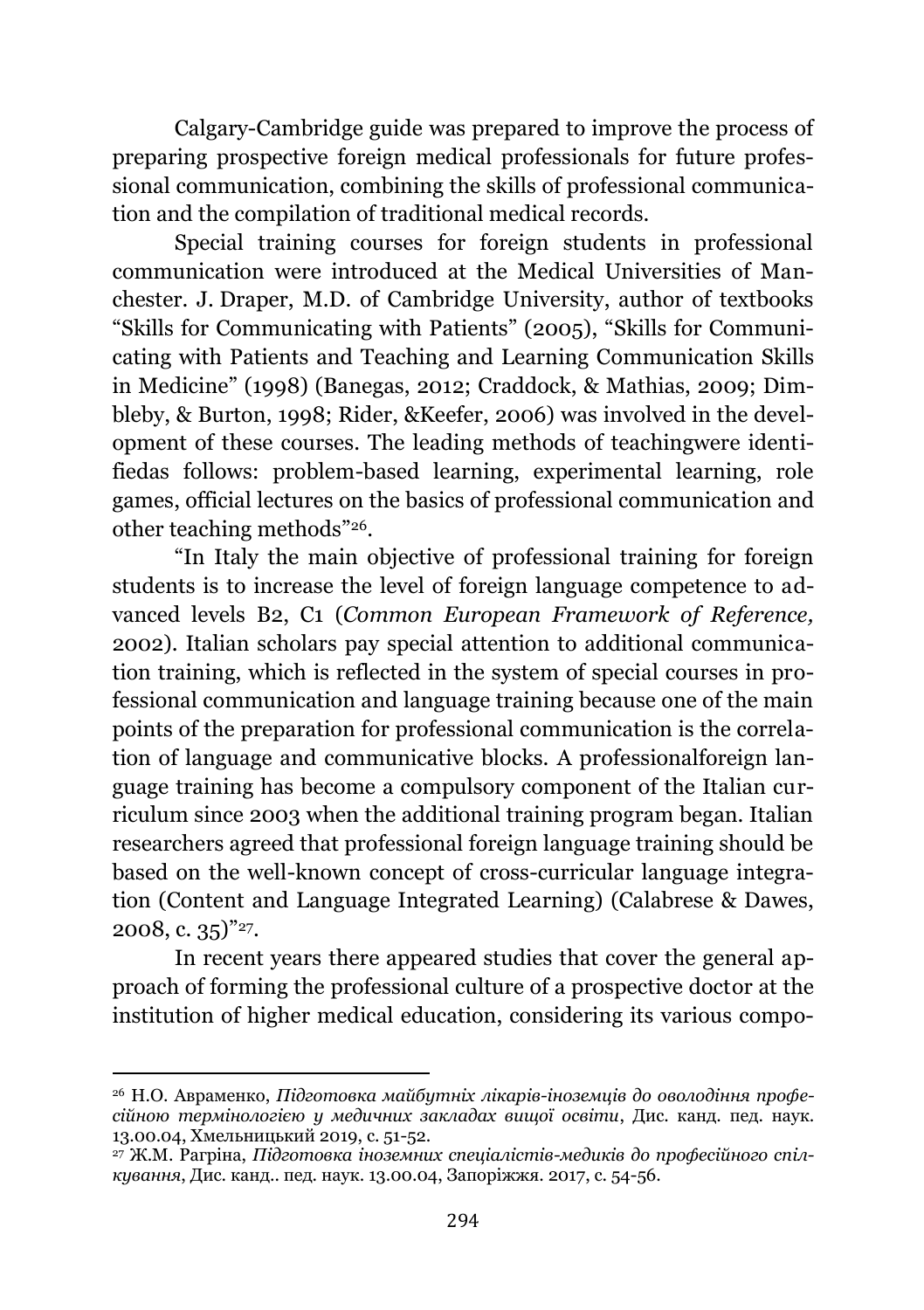Calgary-Cambridge guide was prepared to improve the process of preparing prospective foreign medical professionals for future professional communication, combining the skills of professional communication and the compilation of traditional medical records.

Special training courses for foreign students in professional communication were introduced at the Medical Universities of Manchester. J. Draper, M.D. of Cambridge University, author of textbooks "Skills for Communicating with Patients" (2005), "Skills for Communicating with Patients and Teaching and Learning Communication Skills in Medicine" (1998) (Banegas, 2012; Craddock, & Mathias, 2009; Dimbleby, & Burton, 1998; Rider, &Keefer, 2006) was involved in the development of these courses. The leading methods of teachingwere identifiedas follows: problem-based learning, experimental learning, role games, official lectures on the basics of professional communication and other teaching methods"[26].

"In Italy the main objective of professional training for foreign students is to increase the level of foreign language competence to advanced levels B2, C1 (*Common European Framework of Reference,* 2002). Italian scholars pay special attention to additional communication training, which is reflected in the system of special courses in professional communication and language training because one of the main points of the preparation for professional communication is the correlation of language and communicative blocks. A professionalforeign language training has become a compulsory component of the Italian curriculum since 2003 when the additional training program began. Italian researchers agreed that professional foreign language training should be based on the well-known concept of cross-curricular language integration (Content and Language Integrated Learning) (Calabrese & Dawes, 2008, c. 35)"[27].

In recent years there appeared studies that cover the general approach of forming the professional culture of a prospective doctor at the institution of higher medical education, considering its various compo-

---

[26] Н.О. Авраменко, *Підготовка майбутніх лікарів-іноземців до оволодіння професійною термінологією у медичних закладах вищої освіти*, Дис. канд. пед. наук. 13.00.04, Хмельницький 2019, с. 51-52.

[27] Ж.М. Рагріна, *Підготовка іноземних спеціалістів-медиків до професійного спілкування*, Дис. канд.. пед. наук. 13.00.04, Запоріжжя. 2017, с. 54-56.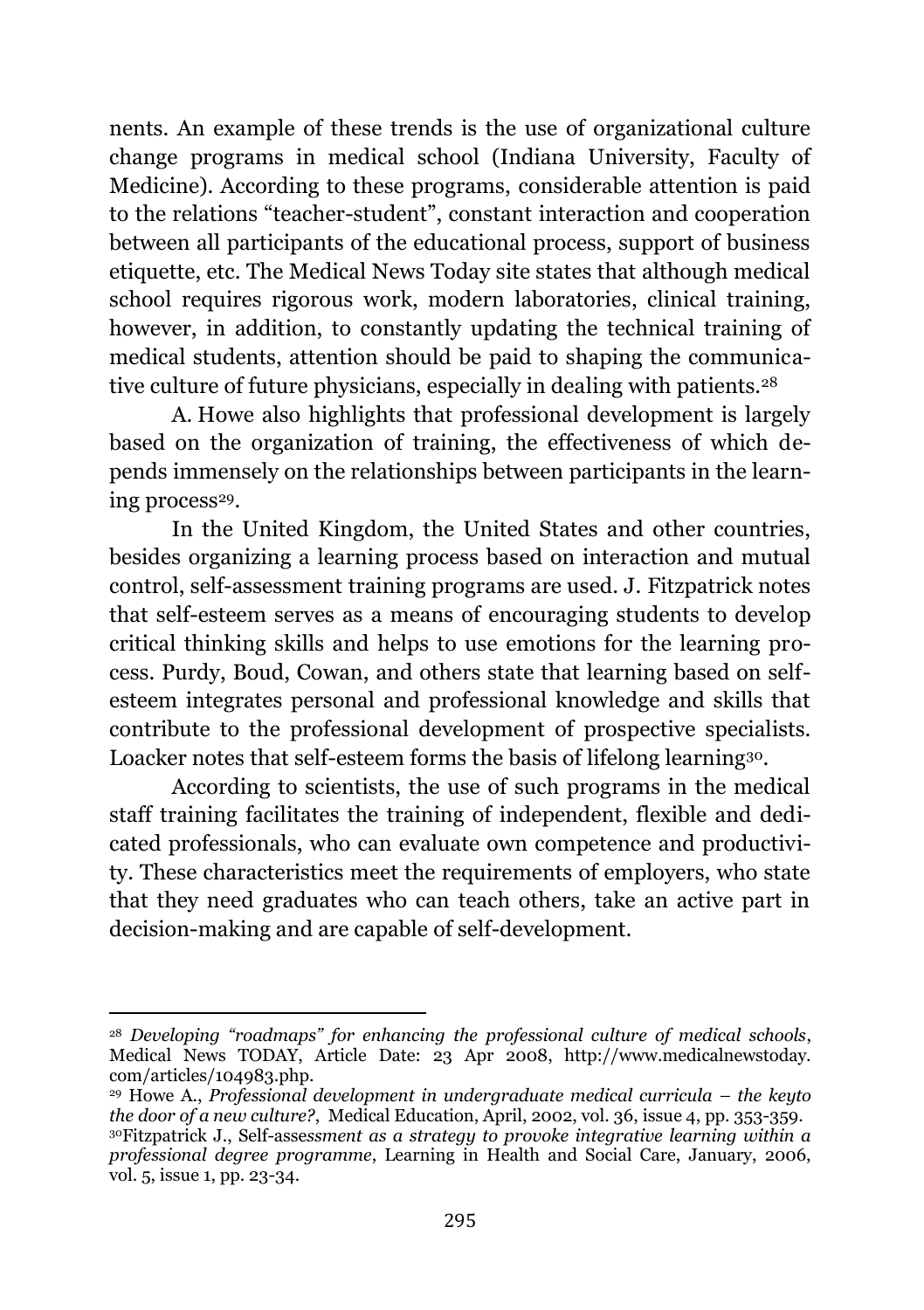nents. An example of these trends is the use of organizational culture change programs in medical school (Indiana University, Faculty of Medicine). According to these programs, considerable attention is paid to the relations "teacher-student", constant interaction and cooperation between all participants of the educational process, support of business etiquette, etc. The Medical News Today site states that although medical school requires rigorous work, modern laboratories, clinical training, however, in addition, to constantly updating the technical training of medical students, attention should be paid to shaping the communicative culture of future physicians, especially in dealing with patients.[28]

A. Howe also highlights that professional development is largely based on the organization of training, the effectiveness of which depends immensely on the relationships between participants in the learning process[29].

In the United Kingdom, the United States and other countries, besides organizing a learning process based on interaction and mutual control, self-assessment training programs are used. J. Fitzpatrick notes that self-esteem serves as a means of encouraging students to develop critical thinking skills and helps to use emotions for the learning process. Purdy, Boud, Cowan, and others state that learning based on self-esteem integrates personal and professional knowledge and skills that contribute to the professional development of prospective specialists. Loacker notes that self-esteem forms the basis of lifelong learning[30].

According to scientists, the use of such programs in the medical staff training facilitates the training of independent, flexible and dedicated professionals, who can evaluate own competence and productivity. These characteristics meet the requirements of employers, who state that they need graduates who can teach others, take an active part in decision-making and are capable of self-development.

---

[28] *Developing "roadmaps" for enhancing the professional culture of medical schools*, Medical News TODAY, Article Date: 23 Apr 2008, http://www.medicalnewstoday.com/articles/104983.php.

[29] Howe A., *Professional development in undergraduate medical curricula – the keyto the door of a new culture?*, Medical Education, April, 2002, vol. 36, issue 4, pp. 353-359.

[30] Fitzpatrick J., Self-asse*ssment as a strategy to provoke integrative learning within a professional degree programme*, Learning in Health and Social Care, January, 2006, vol. 5, issue 1, pp. 23-34.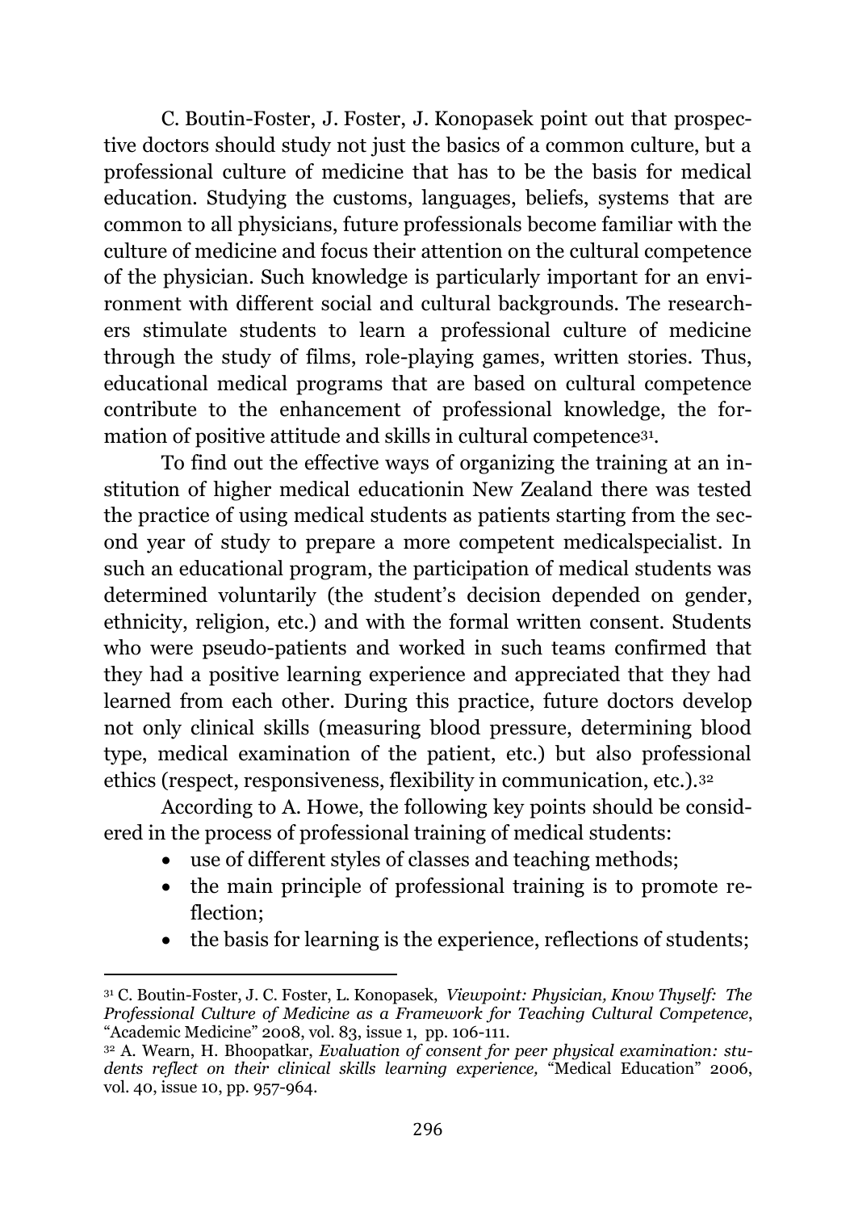C. Boutin-Foster, J. Foster, J. Konopasek point out that prospective doctors should study not just the basics of a common culture, but a professional culture of medicine that has to be the basis for medical education. Studying the customs, languages, beliefs, systems that are common to all physicians, future professionals become familiar with the culture of medicine and focus their attention on the cultural competence of the physician. Such knowledge is particularly important for an environment with different social and cultural backgrounds. The researchers stimulate students to learn a professional culture of medicine through the study of films, role-playing games, written stories. Thus, educational medical programs that are based on cultural competence contribute to the enhancement of professional knowledge, the formation of positive attitude and skills in cultural competence[31].

To find out the effective ways of organizing the training at an institution of higher medical educationin New Zealand there was tested the practice of using medical students as patients starting from the second year of study to prepare a more competent medicalspecialist. In such an educational program, the participation of medical students was determined voluntarily (the student's decision depended on gender, ethnicity, religion, etc.) and with the formal written consent. Students who were pseudo-patients and worked in such teams confirmed that they had a positive learning experience and appreciated that they had learned from each other. During this practice, future doctors develop not only clinical skills (measuring blood pressure, determining blood type, medical examination of the patient, etc.) but also professional ethics (respect, responsiveness, flexibility in communication, etc.).[32]

According to A. Howe, the following key points should be considered in the process of professional training of medical students:

- use of different styles of classes and teaching methods;
- the main principle of professional training is to promote reflection;
- the basis for learning is the experience, reflections of students;

---

[31] C. Boutin-Foster, J. C. Foster, L. Konopasek, *Viewpoint: Physician, Know Thyself: The Professional Culture of Medicine as a Framework for Teaching Cultural Competence*, "Academic Medicine" 2008, vol. 83, issue 1, pp. 106-111.

[32] A. Wearn, H. Bhoopatkar, *Evaluation of consent for peer physical examination: students reflect on their clinical skills learning experience,* "Medical Education" 2006, vol. 40, issue 10, pp. 957-964.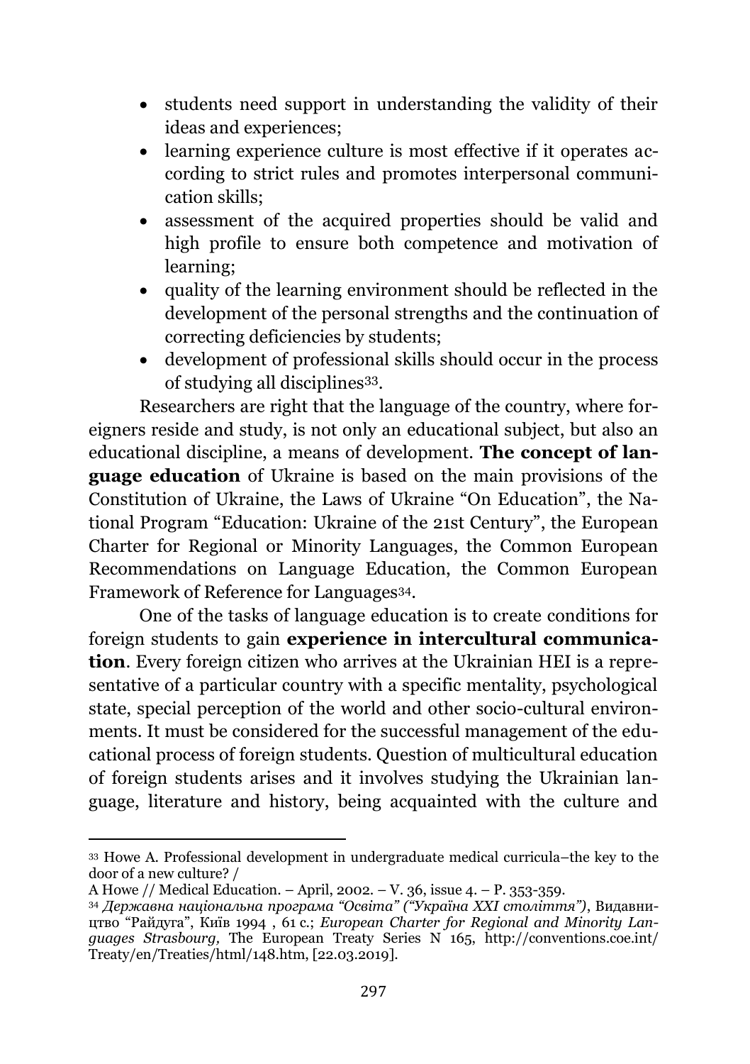- students need support in understanding the validity of their ideas and experiences;
- learning experience culture is most effective if it operates according to strict rules and promotes interpersonal communication skills;
- assessment of the acquired properties should be valid and high profile to ensure both competence and motivation of learning;
- quality of the learning environment should be reflected in the development of the personal strengths and the continuation of correcting deficiencies by students;
- development of professional skills should occur in the process of studying all disciplines[33].

Researchers are right that the language of the country, where foreigners reside and study, is not only an educational subject, but also an educational discipline, a means of development. **The concept of language education** of Ukraine is based on the main provisions of the Constitution of Ukraine, the Laws of Ukraine "On Education", the National Program "Education: Ukraine of the 21st Century", the European Charter for Regional or Minority Languages, the Common European Recommendations on Language Education, the Common European Framework of Reference for Languages[34].

One of the tasks of language education is to create conditions for foreign students to gain **experience in intercultural communication**. Every foreign citizen who arrives at the Ukrainian HEI is a representative of a particular country with a specific mentality, psychological state, special perception of the world and other socio-cultural environments. It must be considered for the successful management of the educational process of foreign students. Question of multicultural education of foreign students arises and it involves studying the Ukrainian language, literature and history, being acquainted with the culture and

---

[33] Howe A. Professional development in undergraduate medical curricula–the key to the door of a new culture? / A Howe // Medical Education. – April, 2002. – V. 36, issue 4. – P. 353-359.

[34] *Державна національна програма "Освіта" ("Україна XXI століття")*, Видавництво "Райдуга", Київ 1994 , 61 с.; *European Charter for Regional and Minority Languages Strasbourg*, The European Treaty Series N 165, http://conventions.coe.int/Treaty/en/Treaties/html/148.htm, [22.03.2019].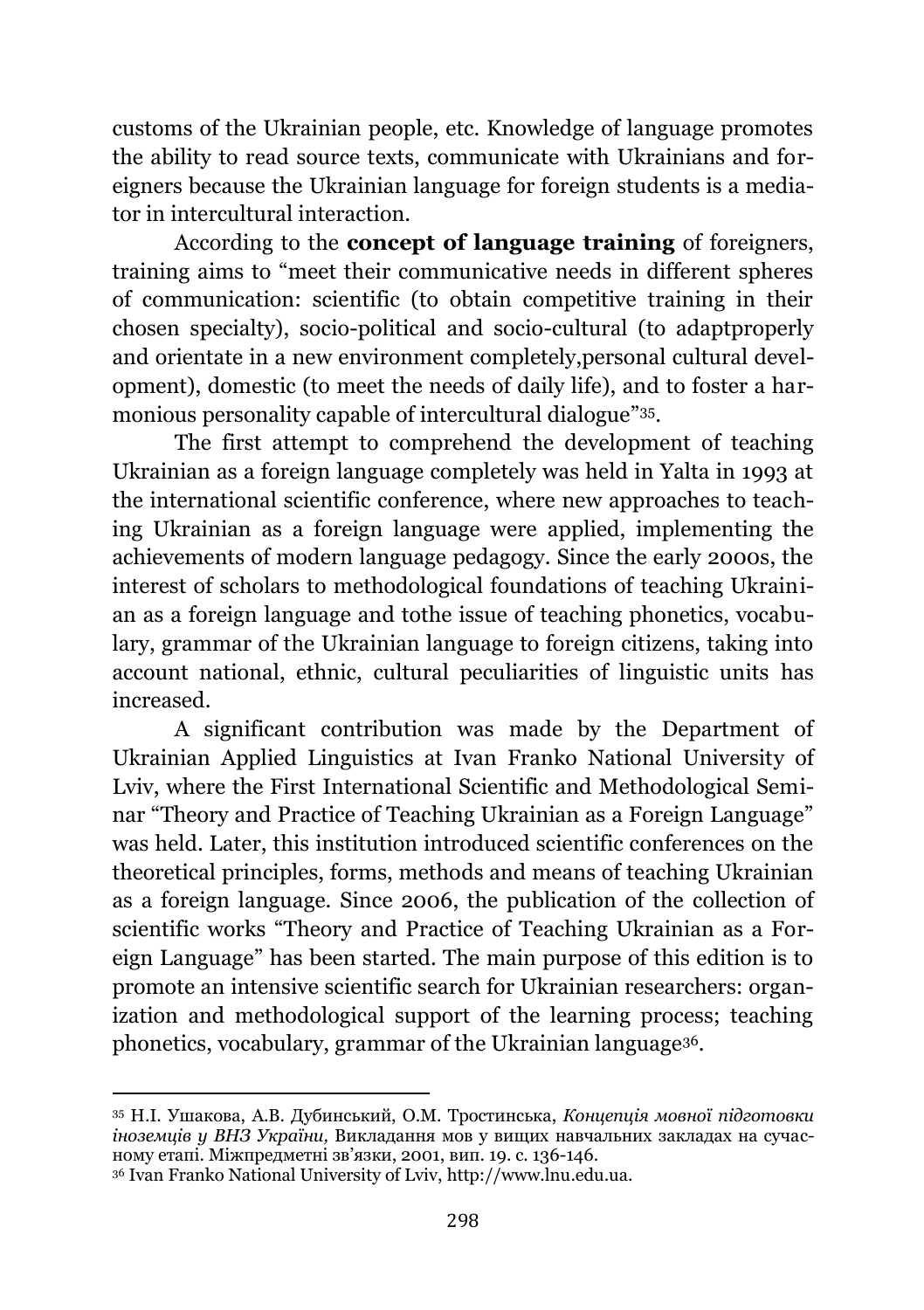customs of the Ukrainian people, etc. Knowledge of language promotes the ability to read source texts, communicate with Ukrainians and foreigners because the Ukrainian language for foreign students is a mediator in intercultural interaction.

According to the **concept of language training** of foreigners, training aims to "meet their communicative needs in different spheres of communication: scientific (to obtain competitive training in their chosen specialty), socio-political and socio-cultural (to adaptproperly and orientate in a new environment completely,personal cultural development), domestic (to meet the needs of daily life), and to foster a harmonious personality capable of intercultural dialogue"[35].

The first attempt to comprehend the development of teaching Ukrainian as a foreign language completely was held in Yalta in 1993 at the international scientific conference, where new approaches to teaching Ukrainian as a foreign language were applied, implementing the achievements of modern language pedagogy. Since the early 2000s, the interest of scholars to methodological foundations of teaching Ukrainian as a foreign language and tothe issue of teaching phonetics, vocabulary, grammar of the Ukrainian language to foreign citizens, taking into account national, ethnic, cultural peculiarities of linguistic units has increased.

A significant contribution was made by the Department of Ukrainian Applied Linguistics at Ivan Franko National University of Lviv, where the First International Scientific and Methodological Seminar "Theory and Practice of Teaching Ukrainian as a Foreign Language" was held. Later, this institution introduced scientific conferences on the theoretical principles, forms, methods and means of teaching Ukrainian as a foreign language. Since 2006, the publication of the collection of scientific works "Theory and Practice of Teaching Ukrainian as a Foreign Language" has been started. The main purpose of this edition is to promote an intensive scientific search for Ukrainian researchers: organization and methodological support of the learning process; teaching phonetics, vocabulary, grammar of the Ukrainian language[36].

---

[35] Н.І. Ушакова, А.В. Дубинський, О.М. Тростинська, *Концепція мовної підготовки іноземців у ВНЗ України,* Викладання мов у вищих навчальних закладах на сучасному етапі. Міжпредметні зв'язки, 2001, вип. 19. с. 136-146.

[36] Ivan Franko National University of Lviv, http://www.lnu.edu.ua.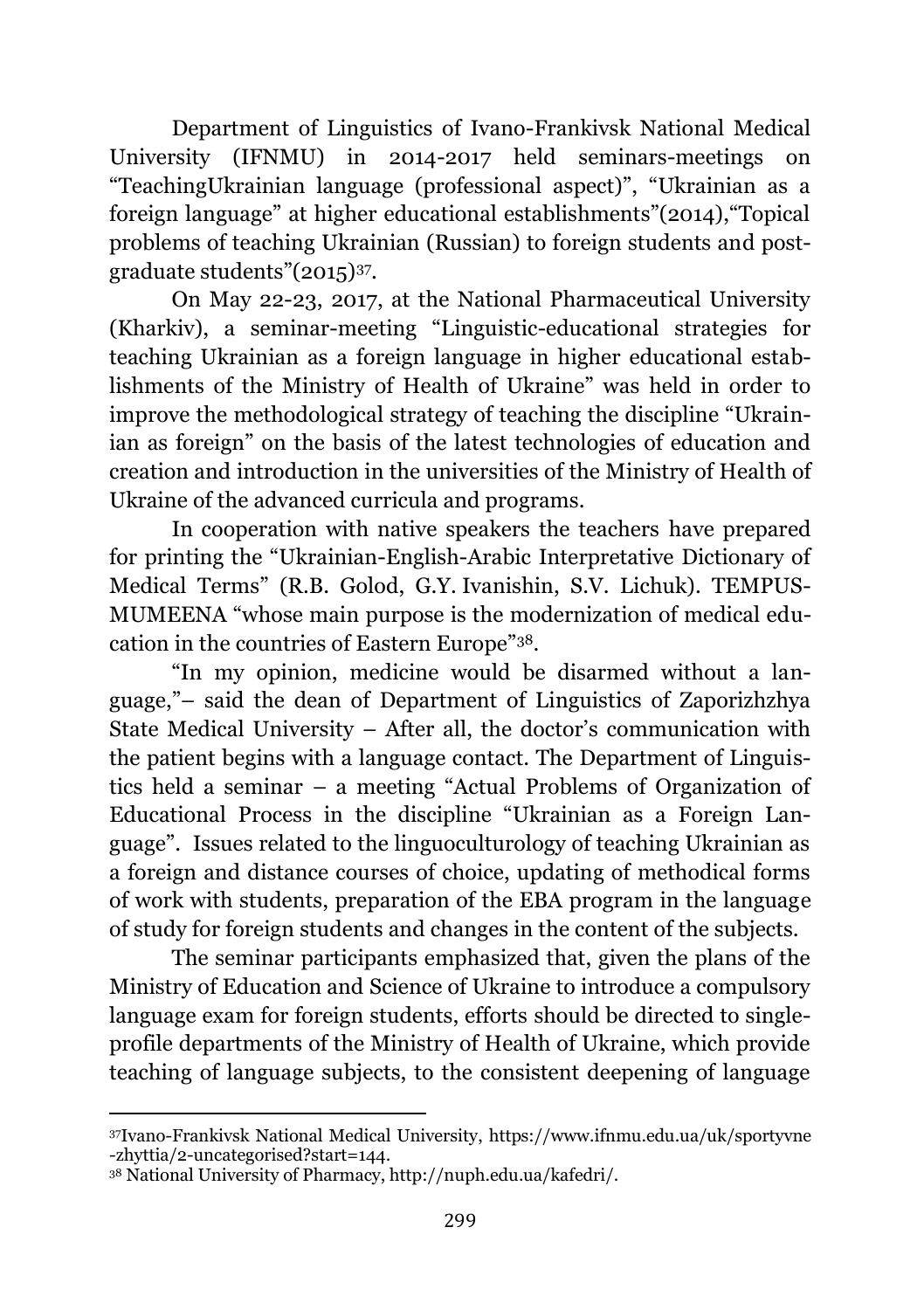Department of Linguistics of Ivano-Frankivsk National Medical University (IFNMU) in 2014-2017 held seminars-meetings on "TeachingUkrainian language (professional aspect)", "Ukrainian as a foreign language" at higher educational establishments"(2014),"Topical problems of teaching Ukrainian (Russian) to foreign students and post-graduate students"(2015)[37].

On May 22-23, 2017, at the National Pharmaceutical University (Kharkiv), a seminar-meeting "Linguistic-educational strategies for teaching Ukrainian as a foreign language in higher educational establishments of the Ministry of Health of Ukraine" was held in order to improve the methodological strategy of teaching the discipline "Ukrainian as foreign" on the basis of the latest technologies of education and creation and introduction in the universities of the Ministry of Health of Ukraine of the advanced curricula and programs.

In cooperation with native speakers the teachers have prepared for printing the "Ukrainian-English-Arabic Interpretative Dictionary of Medical Terms" (R.B. Golod, G.Y. Ivanishin, S.V. Lichuk). TEMPUS-MUMEENA "whose main purpose is the modernization of medical education in the countries of Eastern Europe"[38].

"In my opinion, medicine would be disarmed without a language,"– said the dean of Department of Linguistics of Zaporizhzhya State Medical University – After all, the doctor's communication with the patient begins with a language contact. The Department of Linguistics held a seminar – a meeting "Actual Problems of Organization of Educational Process in the discipline "Ukrainian as a Foreign Language". Issues related to the linguoculturology of teaching Ukrainian as a foreign and distance courses of choice, updating of methodical forms of work with students, preparation of the EBA program in the language of study for foreign students and changes in the content of the subjects.

The seminar participants emphasized that, given the plans of the Ministry of Education and Science of Ukraine to introduce a compulsory language exam for foreign students, efforts should be directed to single-profile departments of the Ministry of Health of Ukraine, which provide teaching of language subjects, to the consistent deepening of language

---

[37] Ivano-Frankivsk National Medical University, https://www.ifnmu.edu.ua/uk/sportyvne-zhyttia/2-uncategorised?start=144.

[38] National University of Pharmacy, http://nuph.edu.ua/kafedri/.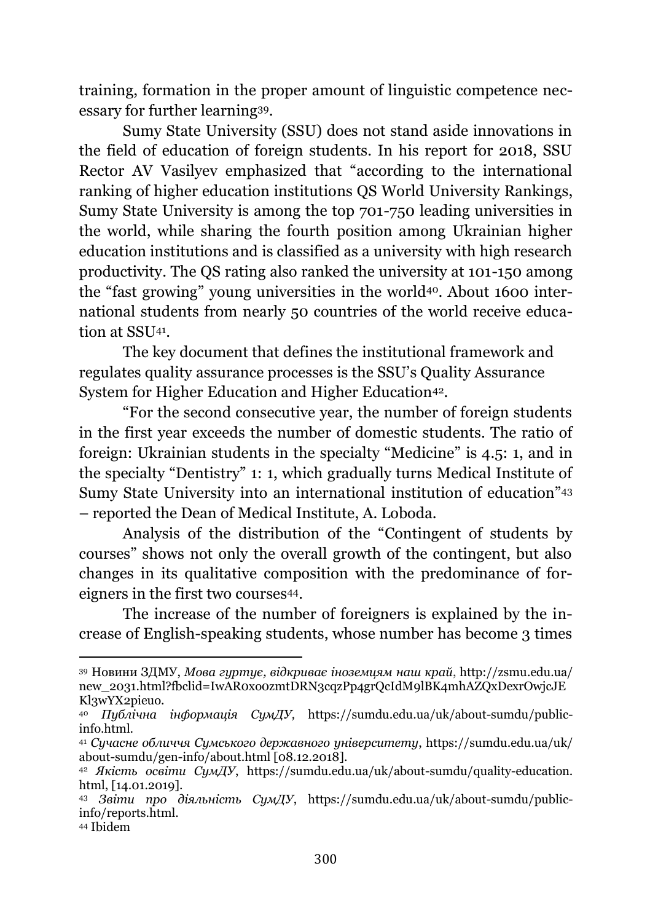training, formation in the proper amount of linguistic competence necessary for further learning[39].

Sumy State University (SSU) does not stand aside innovations in the field of education of foreign students. In his report for 2018, SSU Rector AV Vasilyev emphasized that "according to the international ranking of higher education institutions QS World University Rankings, Sumy State University is among the top 701-750 leading universities in the world, while sharing the fourth position among Ukrainian higher education institutions and is classified as a university with high research productivity. The QS rating also ranked the university at 101-150 among the "fast growing" young universities in the world[40]. About 1600 international students from nearly 50 countries of the world receive education at SSU[41].

The key document that defines the institutional framework and regulates quality assurance processes is the SSU's Quality Assurance System for Higher Education and Higher Education[42].

"For the second consecutive year, the number of foreign students in the first year exceeds the number of domestic students. The ratio of foreign: Ukrainian students in the specialty "Medicine" is 4.5: 1, and in the specialty "Dentistry" 1: 1, which gradually turns Medical Institute of Sumy State University into an international institution of education"[43] – reported the Dean of Medical Institute, A. Loboda.

Analysis of the distribution of the "Contingent of students by courses" shows not only the overall growth of the contingent, but also changes in its qualitative composition with the predominance of foreigners in the first two courses[44].

The increase of the number of foreigners is explained by the increase of English-speaking students, whose number has become 3 times

---

[39] Новини ЗДМУ, *Мова гуртує, відкриває іноземцям наш край*, http://zsmu.edu.ua/new_2031.html?fbclid=IwAR0x00zmtDRN3cqzPp4grQcIdM9lBK4mhAZQxDexrOwjcJEKl3wYX2pieu0.

[40] *Публічна інформація СумДУ,* https://sumdu.edu.ua/uk/about-sumdu/public-info.html.

[41] *Сучасне обличчя Сумського державного університету*, https://sumdu.edu.ua/uk/about-sumdu/gen-info/about.html [08.12.2018].

[42] *Якість освіти СумДУ*, https://sumdu.edu.ua/uk/about-sumdu/quality-education.html, [14.01.2019].

[43] *Звіти про діяльність СумДУ*, https://sumdu.edu.ua/uk/about-sumdu/public-info/reports.html.

[44] Ibidem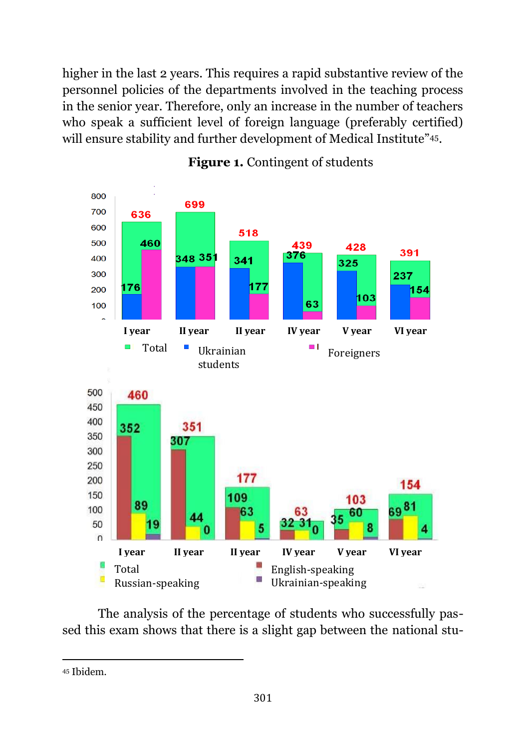higher in the last 2 years. This requires a rapid substantive review of the personnel policies of the departments involved in the teaching process in the senior year. Therefore, only an increase in the number of teachers who speak a sufficient level of foreign language (preferably certified) will ensure stability and further development of Medical Institute"[45].

**Figure 1.** Contingent of students

| | I year | II year | II year | IV year | V year | VI year |
|---|---|---|---|---|---|---|
| Total | 636 | 699 | 518 | 439 | 428 | 391 |
| Ukrainian students | 176 | 348 | 341 | 376 | 325 | 237 |
| Foreigners | 460 | 351 | 177 | 63 | 103 | 154 |

| | I year | II year | II year | IV year | V year | VI year |
|---|---|---|---|---|---|---|
| Total | 460 | 351 | 177 | 63 | 103 | 154 |
| English-speaking | 352 | 307 | 109 | 32 | 35 | 69 |
| Russian-speaking | 89 | 44 | 63 | 31 | 60 | 81 |
| Ukrainian-speaking | 19 | 0 | 5 | 0 | 8 | 4 |

The analysis of the percentage of students who successfully passed this exam shows that there is a slight gap between the national stu-

---

[45] Ibidem.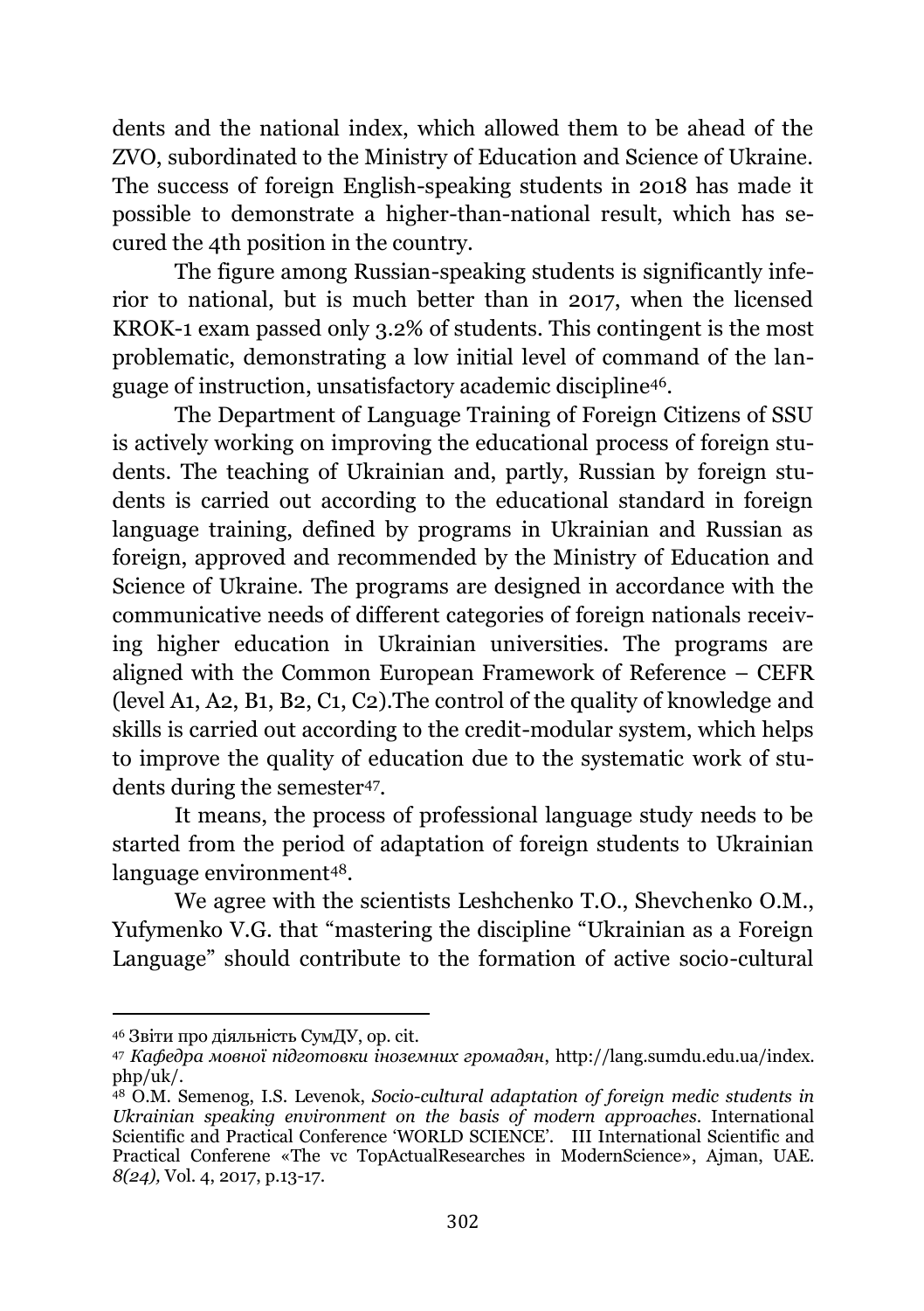dents and the national index, which allowed them to be ahead of the ZVO, subordinated to the Ministry of Education and Science of Ukraine. The success of foreign English-speaking students in 2018 has made it possible to demonstrate a higher-than-national result, which has secured the 4th position in the country.

The figure among Russian-speaking students is significantly inferior to national, but is much better than in 2017, when the licensed KROK-1 exam passed only 3.2% of students. This contingent is the most problematic, demonstrating a low initial level of command of the language of instruction, unsatisfactory academic discipline[46].

The Department of Language Training of Foreign Citizens of SSU is actively working on improving the educational process of foreign students. The teaching of Ukrainian and, partly, Russian by foreign students is carried out according to the educational standard in foreign language training, defined by programs in Ukrainian and Russian as foreign, approved and recommended by the Ministry of Education and Science of Ukraine. The programs are designed in accordance with the communicative needs of different categories of foreign nationals receiving higher education in Ukrainian universities. The programs are aligned with the Common European Framework of Reference – CEFR (level A1, A2, B1, B2, C1, C2).The control of the quality of knowledge and skills is carried out according to the credit-modular system, which helps to improve the quality of education due to the systematic work of students during the semester[47].

It means, the process of professional language study needs to be started from the period of adaptation of foreign students to Ukrainian language environment[48].

We agree with the scientists Leshchenko T.O., Shevchenko O.M., Yufymenko V.G. that "mastering the discipline "Ukrainian as a Foreign Language" should contribute to the formation of active socio-cultural

---

[46] Звіти про діяльність СумДУ, op. cit.

[47] *Кафедра мовної підготовки іноземних громадян*, http://lang.sumdu.edu.ua/index.php/uk/.

[48] O.M. Semenog, I.S. Levenok, *Socio-cultural adaptation of foreign medic students in Ukrainian speaking environment on the basis of modern approaches*. International Scientific and Practical Conference 'WORLD SCIENCE'. III International Scientific and Practical Conferene «The vc TopActualResearches in ModernScience», Ajman, UAE. *8(24),* Vol. 4, 2017, p.13-17.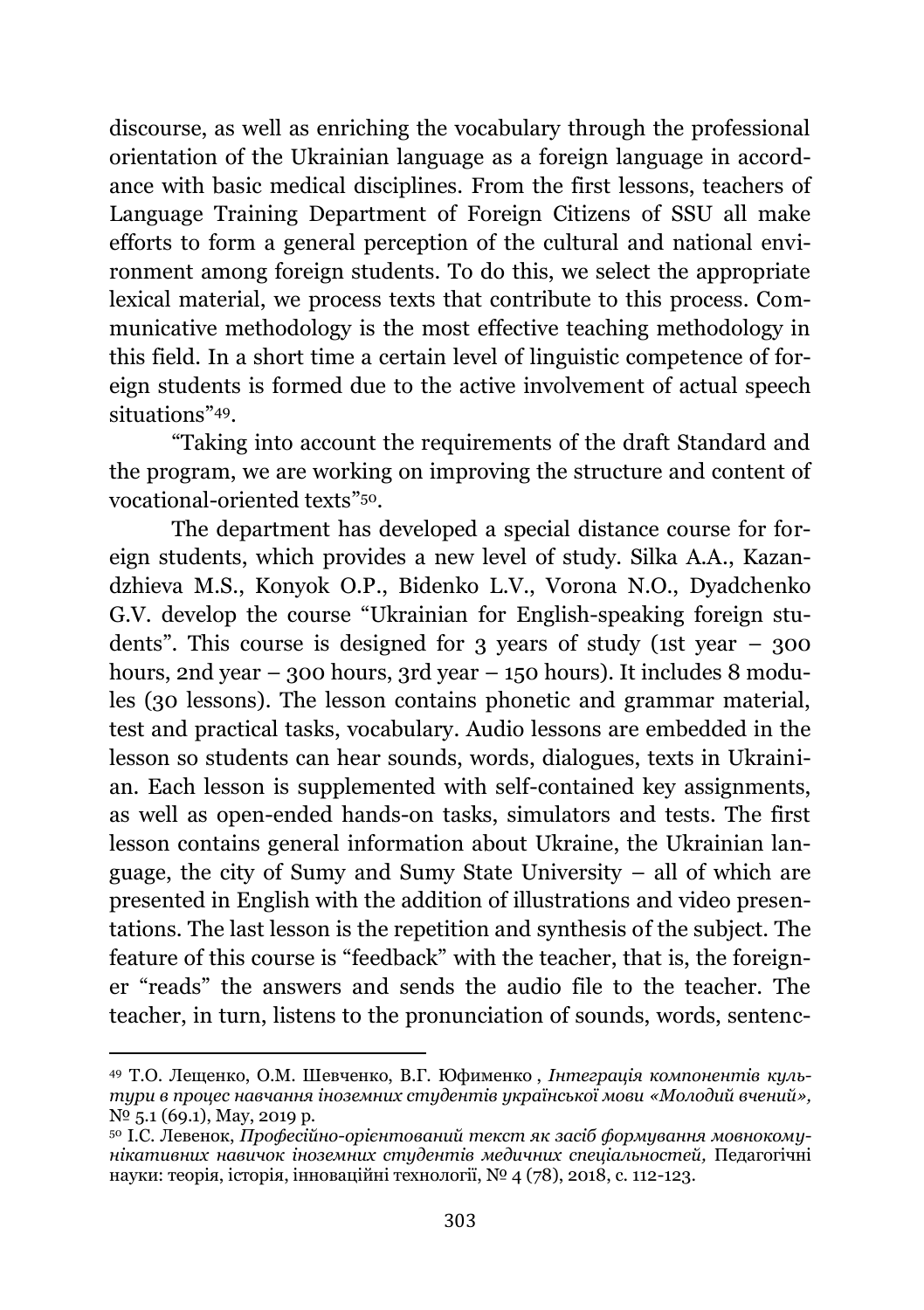discourse, as well as enriching the vocabulary through the professional orientation of the Ukrainian language as a foreign language in accordance with basic medical disciplines. From the first lessons, teachers of Language Training Department of Foreign Citizens of SSU all make efforts to form a general perception of the cultural and national environment among foreign students. To do this, we select the appropriate lexical material, we process texts that contribute to this process. Communicative methodology is the most effective teaching methodology in this field. In a short time a certain level of linguistic competence of foreign students is formed due to the active involvement of actual speech situations"[49].

"Taking into account the requirements of the draft Standard and the program, we are working on improving the structure and content of vocational-oriented texts"[50].

The department has developed a special distance course for foreign students, which provides a new level of study. Silka A.A., Kazandzhieva M.S., Konyok O.P., Bidenko L.V., Vorona N.O., Dyadchenko G.V. develop the course "Ukrainian for English-speaking foreign students". This course is designed for 3 years of study (1st year – 300 hours, 2nd year – 300 hours, 3rd year – 150 hours). It includes 8 modules (30 lessons). The lesson contains phonetic and grammar material, test and practical tasks, vocabulary. Audio lessons are embedded in the lesson so students can hear sounds, words, dialogues, texts in Ukrainian. Each lesson is supplemented with self-contained key assignments, as well as open-ended hands-on tasks, simulators and tests. The first lesson contains general information about Ukraine, the Ukrainian language, the city of Sumy and Sumy State University – all of which are presented in English with the addition of illustrations and video presentations. The last lesson is the repetition and synthesis of the subject. The feature of this course is "feedback" with the teacher, that is, the foreigner "reads" the answers and sends the audio file to the teacher. The teacher, in turn, listens to the pronunciation of sounds, words, sentenc-

---

[49] Т.О. Лещенко, О.М. Шевченко, В.Г. Юфименко , *Інтеграція компонентів культури в процес навчання іноземних студентів української мови «Молодий вчений»,* № 5.1 (69.1), May, 2019 р.

[50] І.С. Левенок, *Професійно-орієнтований текст як засіб формування мовнокомунікативних навичок іноземних студентів медичних спеціальностей,* Педагогічні науки: теорія, історія, інноваційні технології, № 4 (78), 2018, с. 112-123.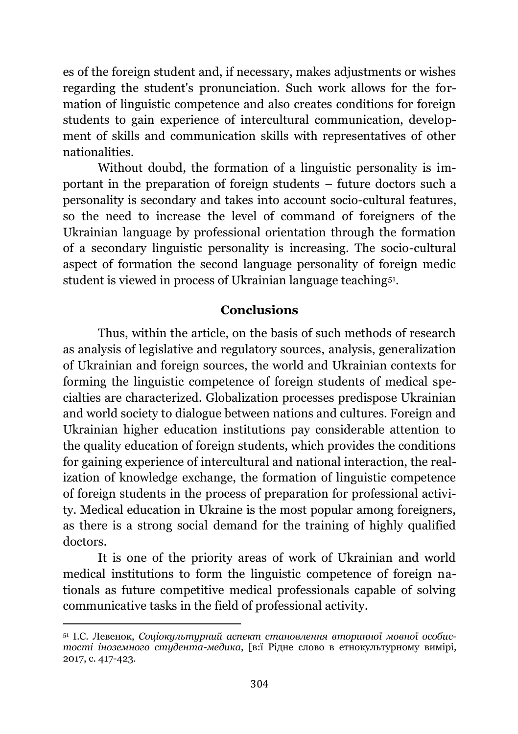es of the foreign student and, if necessary, makes adjustments or wishes regarding the student's pronunciation. Such work allows for the formation of linguistic competence and also creates conditions for foreign students to gain experience of intercultural communication, development of skills and communication skills with representatives of other nationalities.

Without doubd, the formation of a linguistic personality is important in the preparation of foreign students – future doctors such a personality is secondary and takes into account socio-cultural features, so the need to increase the level of command of foreigners of the Ukrainian language by professional orientation through the formation of a secondary linguistic personality is increasing. The socio-cultural aspect of formation the second language personality of foreign medic student is viewed in process of Ukrainian language teaching[51].

## Conclusions

Thus, within the article, on the basis of such methods of research as analysis of legislative and regulatory sources, analysis, generalization of Ukrainian and foreign sources, the world and Ukrainian contexts for forming the linguistic competence of foreign students of medical specialties are characterized. Globalization processes predispose Ukrainian and world society to dialogue between nations and cultures. Foreign and Ukrainian higher education institutions pay considerable attention to the quality education of foreign students, which provides the conditions for gaining experience of intercultural and national interaction, the realization of knowledge exchange, the formation of linguistic competence of foreign students in the process of preparation for professional activity. Medical education in Ukraine is the most popular among foreigners, as there is a strong social demand for the training of highly qualified doctors.

It is one of the priority areas of work of Ukrainian and world medical institutions to form the linguistic competence of foreign nationals as future competitive medical professionals capable of solving communicative tasks in the field of professional activity.

---

[51] І.С. Левенок, *Соціокультурний аспект становлення вторинної мовної особистості іноземного студента-медика*, [в:ї Рідне слово в етнокультурному вимірі, 2017, с. 417-423.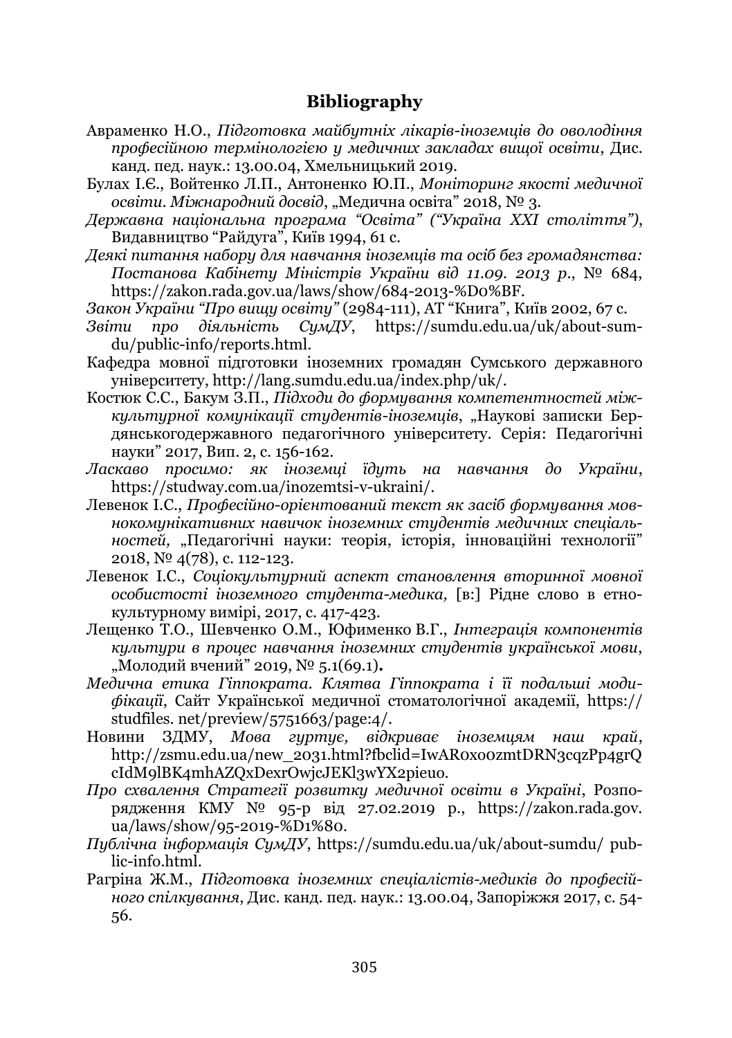## Bibliography

Авраменко Н.О., *Підготовка майбутніх лікарів-іноземців до оволодіння професійною термінологією у медичних закладах вищої освіти*, Дис. канд. пед. наук.: 13.00.04, Хмельницький 2019.

Булах І.Є., Войтенко Л.П., Антоненко Ю.П., *Моніторинг якості медичної освіти. Міжнародний досвід*, „Медична освіта" 2018, № 3.

*Державна національна програма "Освіта" ("Україна XXI століття")*, Видавництво "Райдуга", Київ 1994, 61 с.

*Деякі питання набору для навчання іноземців та осіб без громадянства: Постанова Кабінету Міністрів України від 11.09. 2013 р.*, № 684, https://zakon.rada.gov.ua/laws/show/684-2013-%D0%BF.

*Закон України "Про вищу освіту"* (2984-111), АТ "Книга", Київ 2002, 67 с.

*Звіти про діяльність СумДУ*, https://sumdu.edu.ua/uk/about-sumdu/public-info/reports.html.

Кафедра мовної підготовки іноземних громадян Сумського державного університету, http://lang.sumdu.edu.ua/index.php/uk/.

Костюк С.С., Бакум З.П., *Підходи до формування компетентностей міжкультурної комунікації студентів-іноземців*, „Наукові записки Бердянськогодержавного педагогічного університету. Серія: Педагогічні науки" 2017, Вип. 2, с. 156-162.

*Ласкаво просимо: як іноземці їдуть на навчання до України*, https://studway.com.ua/inozemtsi-v-ukraini/.

Левенок І.С., *Професійно-орієнтований текст як засіб формування мовнокомунікативних навичок іноземних студентів медичних спеціальностей,* „Педагогічні науки: теорія, історія, інноваційні технології" 2018, № 4(78), с. 112-123.

Левенок І.С., *Соціокультурний аспект становлення вторинної мовної особистості іноземного студента-медика,* [в:] Рідне слово в етнокультурному вимірі, 2017, с. 417-423.

Лещенко Т.О., Шевченко О.М., Юфименко В.Г., *Інтеграція компонентів культури в процес навчання іноземних студентів української мови*, „Молодий вчений" 2019, № 5.1(69.1)**.**

*Медична етика Гіппократа. Клятва Гіппократа і її подальші модифікації*, Сайт Української медичної стоматологічної академії, https://studfiles. net/preview/5751663/page:4/.

Новини ЗДМУ, *Мова гуртує, відкриває іноземцям наш край*, http://zsmu.edu.ua/new_2031.html?fbclid=IwAR0x00zmtDRN3cqzPp4grQcIdM9lBK4mhAZQxDexrOwjcJEKl3wYX2pieu0.

*Про схвалення Стратегії розвитку медичної освіти в Україні*, Розпорядження КМУ № 95-р від 27.02.2019 р., https://zakon.rada.gov.ua/laws/show/95-2019-%D1%80.

*Публічна інформація СумДУ*, https://sumdu.edu.ua/uk/about-sumdu/ public-info.html.

Рагріна Ж.М., *Підготовка іноземних спеціалістів-медиків до професійного спілкування*, Дис. канд. пед. наук.: 13.00.04, Запоріжжя 2017, с. 54-56.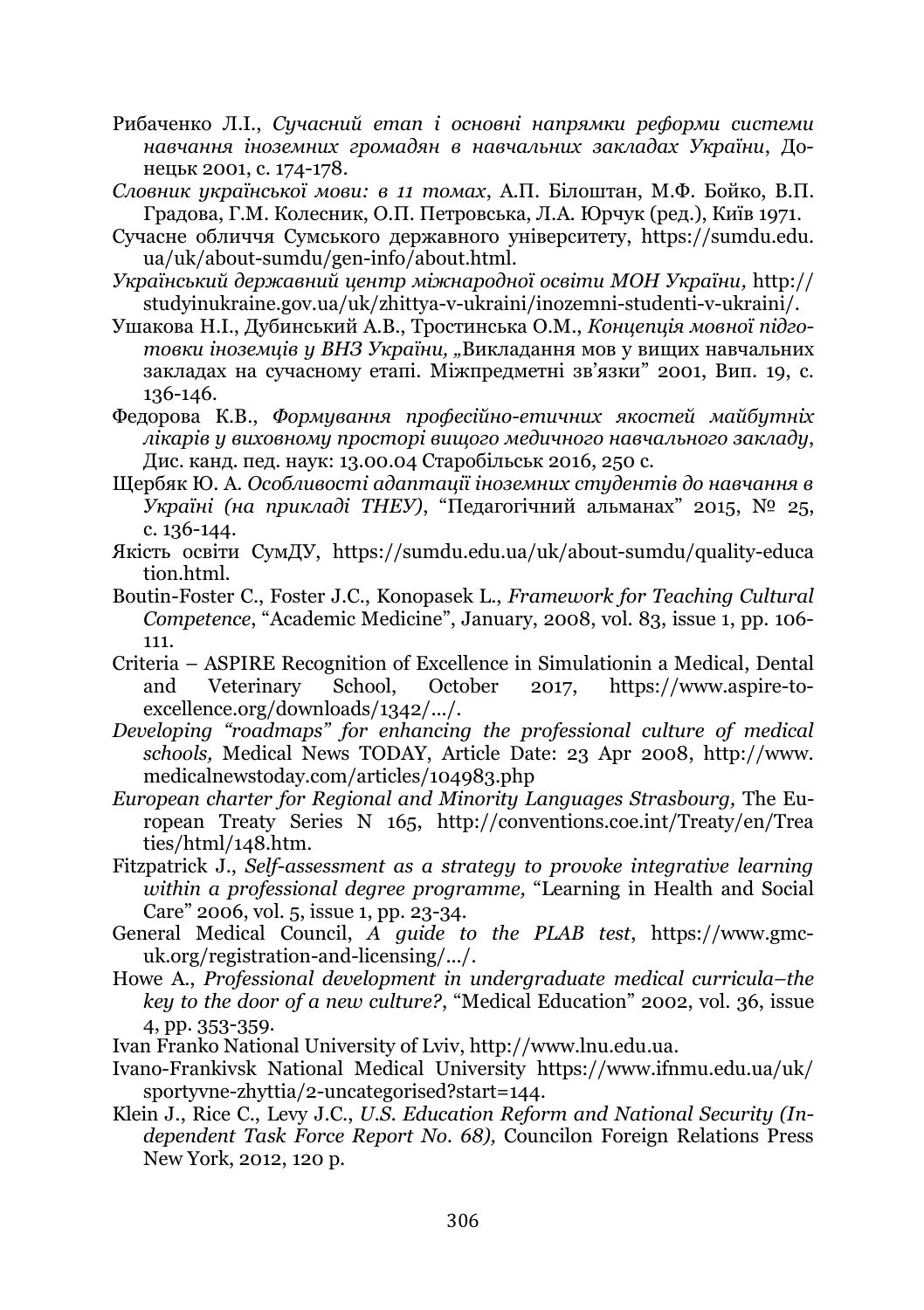Рибаченко Л.І., *Сучасний етап і основні напрямки реформи системи навчання іноземних громадян в навчальних закладах України*, Донецьк 2001, с. 174-178.

*Словник української мови: в 11 томах*, А.П. Білоштан, М.Ф. Бойко, В.П. Градова, Г.М. Колесник, О.П. Петровська, Л.А. Юрчук (ред.), Київ 1971.

Сучасне обличчя Сумського державного університету, https://sumdu.edu.ua/uk/about-sumdu/gen-info/about.html.

*Український державний центр міжнародної освіти МОН України,* http://studyinukraine.gov.ua/uk/zhittya-v-ukraini/inozemni-studenti-v-ukraini/.

Ушакова Н.І., Дубинський А.В., Тростинська О.М., *Концепція мовної підготовки іноземців у ВНЗ України,* „Викладання мов у вищих навчальних закладах на сучасному етапі. Міжпредметні зв'язки" 2001, Вип. 19, с. 136-146.

Федорова К.В., *Формування професійно-етичних якостей майбутніх лікарів у виховному просторі вищого медичного навчального закладу*, Дис. канд. пед. наук: 13.00.04 Старобільськ 2016, 250 с.

Щербяк Ю. А. *Особливості адаптації іноземних студентів до навчання в Україні (на прикладі ТНЕУ)*, "Педагогічний альманах" 2015, № 25, с. 136-144.

Якість освіти СумДУ, https://sumdu.edu.ua/uk/about-sumdu/quality-education.html.

Boutin-Foster C., Foster J.C., Konopasek L., *Framework for Teaching Cultural Competence*, "Academic Medicine", January, 2008, vol. 83, issue 1, pp. 106-111.

Criteria – ASPIRE Recognition of Excellence in Simulationin a Medical, Dental and Veterinary School, October 2017, https://www.aspire-to-excellence.org/downloads/1342/.../.

*Developing "roadmaps" for enhancing the professional culture of medical schools,* Medical News TODAY, Article Date: 23 Apr 2008, http://www.medicalnewstoday.com/articles/104983.php

*European charter for Regional and Minority Languages Strasbourg,* The European Treaty Series N 165, http://conventions.coe.int/Treaty/en/Treaties/html/148.htm.

Fitzpatrick J., *Self-assessment as a strategy to provoke integrative learning within a professional degree programme,* "Learning in Health and Social Care" 2006, vol. 5, issue 1, pp. 23-34.

General Medical Council, *A guide to the PLAB test*, https://www.gmc-uk.org/registration-and-licensing/.../.

Howe A., *Professional development in undergraduate medical curricula–the key to the door of a new culture?*, "Medical Education" 2002, vol. 36, issue 4, pp. 353-359.

Ivan Franko National University of Lviv, http://www.lnu.edu.ua.

Ivano-Frankivsk National Medical University https://www.ifnmu.edu.ua/uk/sportyvne-zhyttia/2-uncategorised?start=144.

Klein J., Rice C., Levy J.C., *U.S. Education Reform and National Security (Independent Task Force Report No. 68),* Councilon Foreign Relations Press New York, 2012, 120 p.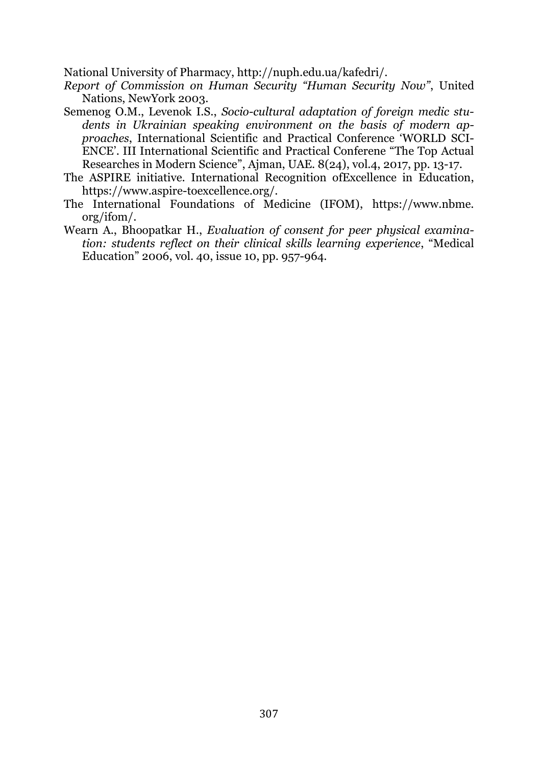National University of Pharmacy, http://nuph.edu.ua/kafedri/.

*Report of Commission on Human Security "Human Security Now"*, United Nations, NewYork 2003.

Semenog O.M., Levenok I.S., *Socio-cultural adaptation of foreign medic students in Ukrainian speaking environment on the basis of modern approaches*, International Scientific and Practical Conference 'WORLD SCIENCE'. III International Scientific and Practical Conferene "The Top Actual Researches in Modern Science", Ajman, UAE. 8(24), vol.4, 2017, pp. 13-17.

The ASPIRE initiative. International Recognition ofExcellence in Education, https://www.aspire-toexcellence.org/.

The International Foundations of Medicine (IFOM), https://www.nbme.org/ifom/.

Wearn A., Bhoopatkar H., *Evaluation of consent for peer physical examination: students reflect on their clinical skills learning experience*, "Medical Education" 2006, vol. 40, issue 10, pp. 957-964.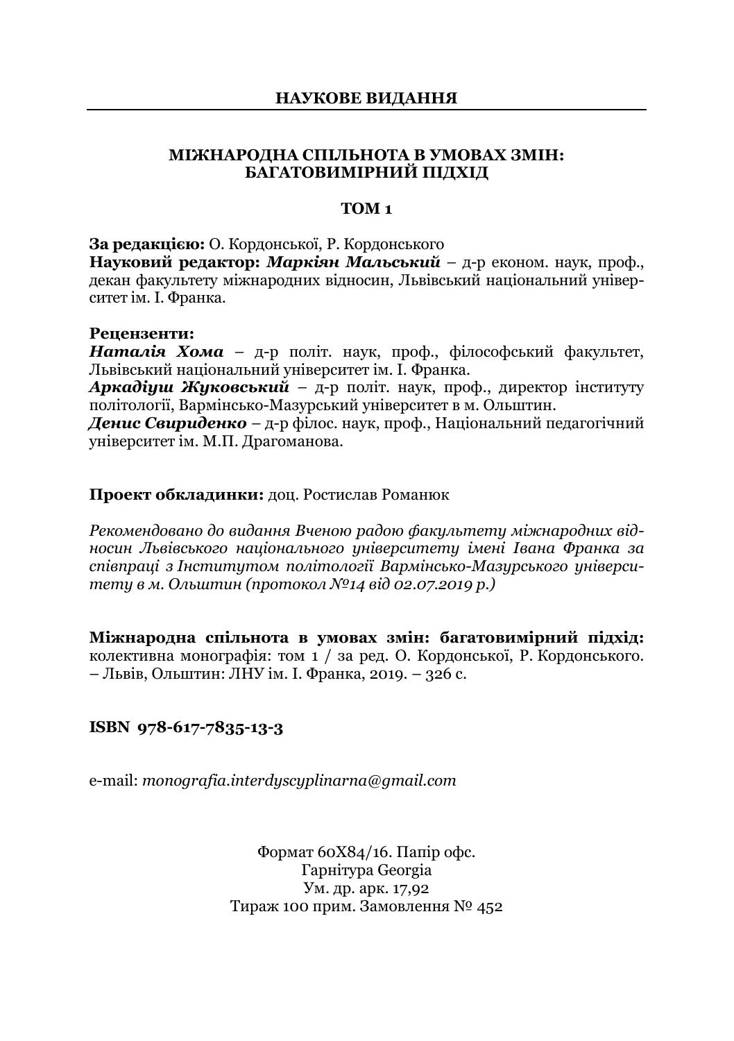**НАУКОВЕ ВИДАННЯ**

---

## МІЖНАРОДНА СПІЛЬНОТА В УМОВАХ ЗМІН: БАГАТОВИМІРНИЙ ПІДХІД

**ТОМ 1**

**За редакцією:** О. Кордонської, Р. Кордонського
**Науковий редактор:** ***Маркіян Мальський*** – д-р економ. наук, проф., декан факультету міжнародних відносин, Львівський національний університет ім. І. Франка.

**Рецензенти:**
***Наталія Хома*** – д-р політ. наук, проф., філософський факультет, Львівський національний університет ім. І. Франка.
***Аркадіуш Жуковський*** – д-р політ. наук, проф., директор інституту політології, Вармінсько-Мазурський університет в м. Ольштин.
***Денис Свириденко*** – д-р філос. наук, проф., Національний педагогічний університет ім. М.П. Драгоманова.

**Проект обкладинки:** доц. Ростислав Романюк

*Рекомендовано до видання Вченою радою факультету міжнародних відносин Львівського національного університету імені Івана Франка за співпраці з Інститутом політології Вармінсько-Мазурського університету в м. Ольштин (протокол №14 від 02.07.2019 р.)*

**Міжнародна спільнота в умовах змін: багатовимірний підхід:** колективна монографія: том 1 / за ред. О. Кордонської, Р. Кордонського. – Львів, Ольштин: ЛНУ ім. І. Франка, 2019. – 326 с.

**ISBN 978-617-7835-13-3**

e-mail: *monografia.interdyscyplinarna@gmail.com*

Формат 60Х84/16. Папір офс.
Гарнітура Georgia
Ум. др. арк. 17,92
Тираж 100 прим. Замовлення № 452